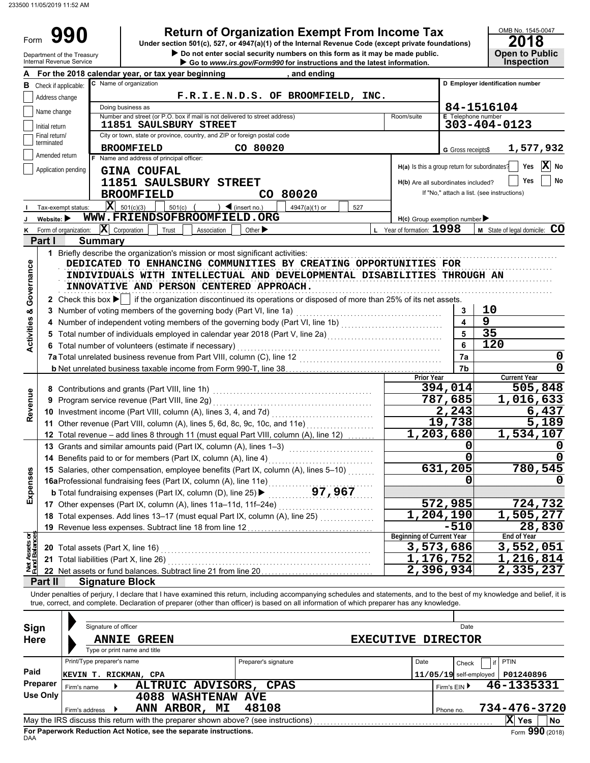233500 11/05/2019 11:52 AM

# Form 990 — Return of Organization Exempt From Income Tax

Under section 501(c), 527, or 4947(a)(1) of the Internal Revenue Code (except private foundations)

▶ Do not enter social security numbers on this form as it may be made public.

▶ Go to www.irs.gov/Form990 for instructions and the latest information.

Department of the Treasury
Internal Revenue Service

OMB No. 1545-0047
**2018**
**Open to Public Inspection**

**A** For the 2018 calendar year, or tax year beginning , and ending

**B** Check if applicable:
- [ ] Address change
- [ ] Name change
- [ ] Initial return
- [ ] Final return/terminated
- [ ] Amended return
- [ ] Application pending

**C** Name of organization: F.R.I.E.N.D.S. OF BROOMFIELD, INC.

Doing business as

Number and street (or P.O. box if mail is not delivered to street address): 11851 SAULSBURY STREET — Room/suite

City or town, state or province, country, and ZIP or foreign postal code: BROOMFIELD CO 80020

**D** Employer identification number: 84-1516104

**E** Telephone number: 303-404-0123

**G** Gross receipts$ 1,577,932

**F** Name and address of principal officer:
GINA COUFAL
11851 SAULSBURY STREET
BROOMFIELD CO 80020

**H(a)** Is this a group return for subordinates? [ ] Yes [X] No

**H(b)** Are all subordinates included? [ ] Yes [ ] No
If "No," attach a list. (see instructions)

**I** Tax-exempt status: [X] 501(c)(3) [ ] 501(c) ( ) ◀ (insert no.) [ ] 4947(a)(1) or [ ] 527

**J** Website: ▶ WWW.FRIENDSOFBROOMFIELD.ORG

**H(c)** Group exemption number ▶

**K** Form of organization: [X] Corporation [ ] Trust [ ] Association [ ] Other ▶

**L** Year of formation: 1998

**M** State of legal domicile: CO

## Part I Summary

**Activities & Governance**

1 Briefly describe the organization's mission or most significant activities:
DEDICATED TO ENHANCING COMMUNITIES BY CREATING OPPORTUNITIES FOR INDIVIDUALS WITH INTELLECTUAL AND DEVELOPMENTAL DISABILITIES THROUGH AN INNOVATIVE AND PERSON CENTERED APPROACH.

2 Check this box ▶ [ ] if the organization discontinued its operations or disposed of more than 25% of its net assets.

| | | Line | Value |
|---|---|---|---|
| 3 | Number of voting members of the governing body (Part VI, line 1a) | 3 | 10 |
| 4 | Number of independent voting members of the governing body (Part VI, line 1b) | 4 | 9 |
| 5 | Total number of individuals employed in calendar year 2018 (Part V, line 2a) | 5 | 35 |
| 6 | Total number of volunteers (estimate if necessary) | 6 | 120 |
| 7a | Total unrelated business revenue from Part VIII, column (C), line 12 | 7a | 0 |
| b | Net unrelated business taxable income from Form 990-T, line 38 | 7b | 0 |

| | | | Prior Year | Current Year |
|---|---|---|---|---|
| **Revenue** | 8 | Contributions and grants (Part VIII, line 1h) | 394,014 | 505,848 |
| | 9 | Program service revenue (Part VIII, line 2g) | 787,685 | 1,016,633 |
| | 10 | Investment income (Part VIII, column (A), lines 3, 4, and 7d) | 2,243 | 6,437 |
| | 11 | Other revenue (Part VIII, column (A), lines 5, 6d, 8c, 9c, 10c, and 11e) | 19,738 | 5,189 |
| | 12 | Total revenue – add lines 8 through 11 (must equal Part VIII, column (A), line 12) | 1,203,680 | 1,534,107 |
| **Expenses** | 13 | Grants and similar amounts paid (Part IX, column (A), lines 1–3) | 0 | 0 |
| | 14 | Benefits paid to or for members (Part IX, column (A), line 4) | 0 | 0 |
| | 15 | Salaries, other compensation, employee benefits (Part IX, column (A), lines 5–10) | 631,205 | 780,545 |
| | 16a | Professional fundraising fees (Part IX, column (A), line 11e) | 0 | 0 |
| | b | Total fundraising expenses (Part IX, column (D), line 25) ▶ 97,967 | | |
| | 17 | Other expenses (Part IX, column (A), lines 11a–11d, 11f–24e) | 572,985 | 724,732 |
| | 18 | Total expenses. Add lines 13–17 (must equal Part IX, column (A), line 25) | 1,204,190 | 1,505,277 |
| | 19 | Revenue less expenses. Subtract line 18 from line 12 | -510 | 28,830 |
| | | | **Beginning of Current Year** | **End of Year** |
| **Net Assets or Fund Balances** | 20 | Total assets (Part X, line 16) | 3,573,686 | 3,552,051 |
| | 21 | Total liabilities (Part X, line 26) | 1,176,752 | 1,216,814 |
| | 22 | Net assets or fund balances. Subtract line 21 from line 20 | 2,396,934 | 2,335,237 |

## Part II Signature Block

Under penalties of perjury, I declare that I have examined this return, including accompanying schedules and statements, and to the best of my knowledge and belief, it is true, correct, and complete. Declaration of preparer (other than officer) is based on all information of which preparer has any knowledge.

**Sign Here**

Signature of officer — Date

ANNIE GREEN — EXECUTIVE DIRECTOR
Type or print name and title

**Paid Preparer Use Only**

| Print/Type preparer's name | Preparer's signature | Date | Check if self-employed | PTIN |
|---|---|---|---|---|
| KEVIN T. RICKMAN, CPA | | 11/05/19 | | P01240896 |

Firm's name ▶ ALTRUIC ADVISORS, CPAS — Firm's EIN ▶ 46-1335331

Firm's address ▶ 4088 WASHTENAW AVE, ANN ARBOR, MI 48108 — Phone no. 734-476-3720

May the IRS discuss this return with the preparer shown above? (see instructions) [X] Yes [ ] No

For Paperwork Reduction Act Notice, see the separate instructions.

DAA — Form 990 (2018)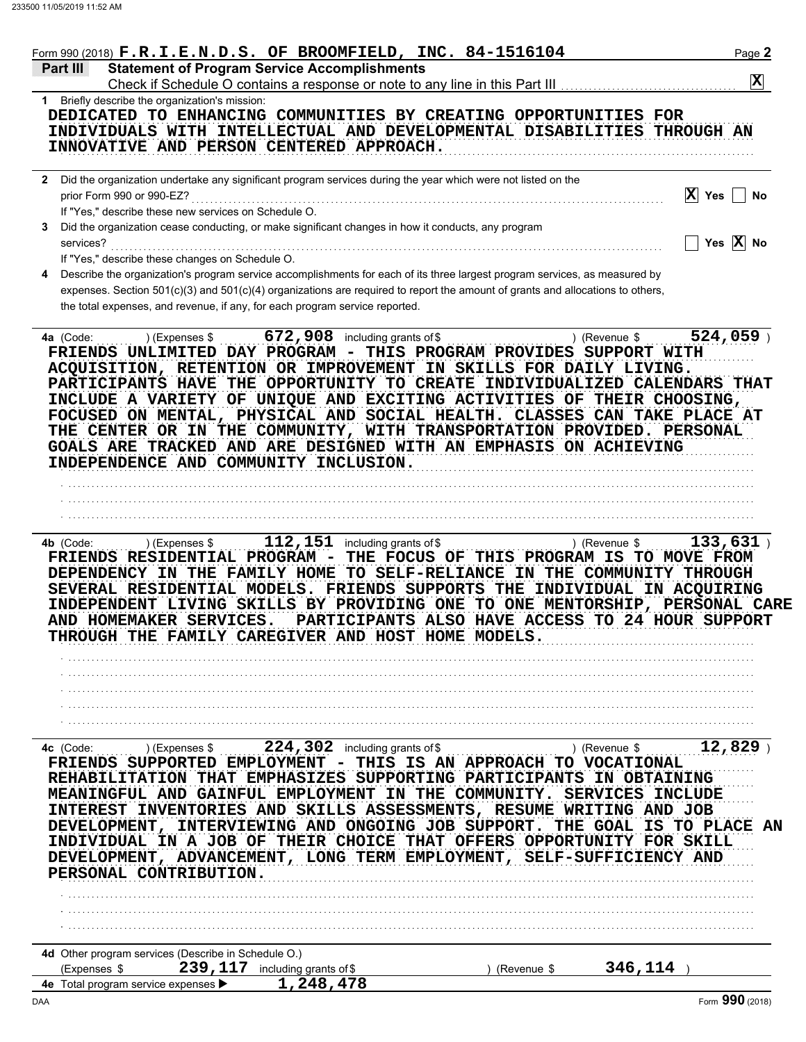Form 990 (2018) F.R.I.E.N.D.S. OF BROOMFIELD, INC. 84-1516104

## Part III Statement of Program Service Accomplishments

Check if Schedule O contains a response or note to any line in this Part III [X]

**1** Briefly describe the organization's mission:

DEDICATED TO ENHANCING COMMUNITIES BY CREATING OPPORTUNITIES FOR INDIVIDUALS WITH INTELLECTUAL AND DEVELOPMENTAL DISABILITIES THROUGH AN INNOVATIVE AND PERSON CENTERED APPROACH.

**2** Did the organization undertake any significant program services during the year which were not listed on the prior Form 990 or 990-EZ? [X] Yes [ ] No

If "Yes," describe these new services on Schedule O.

**3** Did the organization cease conducting, or make significant changes in how it conducts, any program services? [ ] Yes [X] No

If "Yes," describe these changes on Schedule O.

**4** Describe the organization's program service accomplishments for each of its three largest program services, as measured by expenses. Section 501(c)(3) and 501(c)(4) organizations are required to report the amount of grants and allocations to others, the total expenses, and revenue, if any, for each program service reported.

**4a** (Code: ) (Expenses $ 672,908 including grants of $ ) (Revenue $ 524,059 )

FRIENDS UNLIMITED DAY PROGRAM - THIS PROGRAM PROVIDES SUPPORT WITH ACQUISITION, RETENTION OR IMPROVEMENT IN SKILLS FOR DAILY LIVING. PARTICIPANTS HAVE THE OPPORTUNITY TO CREATE INDIVIDUALIZED CALENDARS THAT INCLUDE A VARIETY OF UNIQUE AND EXCITING ACTIVITIES OF THEIR CHOOSING, FOCUSED ON MENTAL, PHYSICAL AND SOCIAL HEALTH. CLASSES CAN TAKE PLACE AT THE CENTER OR IN THE COMMUNITY, WITH TRANSPORTATION PROVIDED. PERSONAL GOALS ARE TRACKED AND ARE DESIGNED WITH AN EMPHASIS ON ACHIEVING INDEPENDENCE AND COMMUNITY INCLUSION.

**4b** (Code: ) (Expenses $ 112,151 including grants of $ ) (Revenue $ 133,631 )

FRIENDS RESIDENTIAL PROGRAM - THE FOCUS OF THIS PROGRAM IS TO MOVE FROM DEPENDENCY IN THE FAMILY HOME TO SELF-RELIANCE IN THE COMMUNITY THROUGH SEVERAL RESIDENTIAL MODELS. FRIENDS SUPPORTS THE INDIVIDUAL IN ACQUIRING INDEPENDENT LIVING SKILLS BY PROVIDING ONE TO ONE MENTORSHIP, PERSONAL CARE AND HOMEMAKER SERVICES. PARTICIPANTS ALSO HAVE ACCESS TO 24 HOUR SUPPORT THROUGH THE FAMILY CAREGIVER AND HOST HOME MODELS.

**4c** (Code: ) (Expenses $ 224,302 including grants of $ ) (Revenue $ 12,829 )

FRIENDS SUPPORTED EMPLOYMENT - THIS IS AN APPROACH TO VOCATIONAL REHABILITATION THAT EMPHASIZES SUPPORTING PARTICIPANTS IN OBTAINING MEANINGFUL AND GAINFUL EMPLOYMENT IN THE COMMUNITY. SERVICES INCLUDE INTEREST INVENTORIES AND SKILLS ASSESSMENTS, RESUME WRITING AND JOB DEVELOPMENT, INTERVIEWING AND ONGOING JOB SUPPORT. THE GOAL IS TO PLACE AN INDIVIDUAL IN A JOB OF THEIR CHOICE THAT OFFERS OPPORTUNITY FOR SKILL DEVELOPMENT, ADVANCEMENT, LONG TERM EMPLOYMENT, SELF-SUFFICIENCY AND PERSONAL CONTRIBUTION.

**4d** Other program services (Describe in Schedule O.)
(Expenses $ 239,117 including grants of $ ) (Revenue $ 346,114 )

**4e** Total program service expenses ▶ 1,248,478

Form **990** (2018)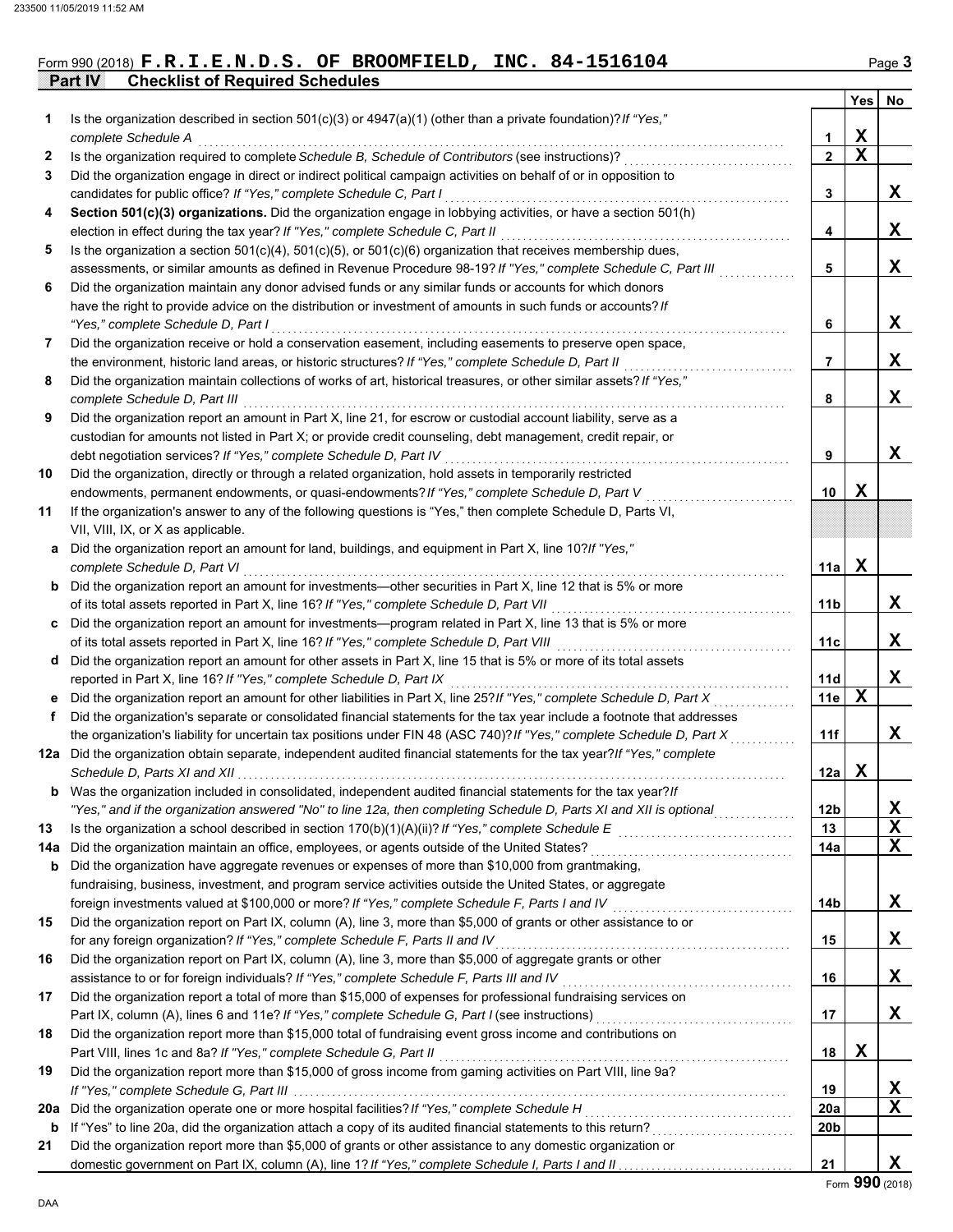Form 990 (2018) **F.R.I.E.N.D.S. OF BROOMFIELD, INC. 84-1516104**

## Part IV Checklist of Required Schedules

| | | | Yes | No |
|---|---|---|---|---|
| **1** | Is the organization described in section 501(c)(3) or 4947(a)(1) (other than a private foundation)? *If "Yes," complete Schedule A* | 1 | X | |
| **2** | Is the organization required to complete *Schedule B, Schedule of Contributors* (see instructions)? | 2 | X | |
| **3** | Did the organization engage in direct or indirect political campaign activities on behalf of or in opposition to candidates for public office? *If "Yes," complete Schedule C, Part I* | 3 | | X |
| **4** | **Section 501(c)(3) organizations.** Did the organization engage in lobbying activities, or have a section 501(h) election in effect during the tax year? *If "Yes," complete Schedule C, Part II* | 4 | | X |
| **5** | Is the organization a section 501(c)(4), 501(c)(5), or 501(c)(6) organization that receives membership dues, assessments, or similar amounts as defined in Revenue Procedure 98-19? *If "Yes," complete Schedule C, Part III* | 5 | | X |
| **6** | Did the organization maintain any donor advised funds or any similar funds or accounts for which donors have the right to provide advice on the distribution or investment of amounts in such funds or accounts? *If "Yes," complete Schedule D, Part I* | 6 | | X |
| **7** | Did the organization receive or hold a conservation easement, including easements to preserve open space, the environment, historic land areas, or historic structures? *If "Yes," complete Schedule D, Part II* | 7 | | X |
| **8** | Did the organization maintain collections of works of art, historical treasures, or other similar assets? *If "Yes," complete Schedule D, Part III* | 8 | | X |
| **9** | Did the organization report an amount in Part X, line 21, for escrow or custodial account liability, serve as a custodian for amounts not listed in Part X; or provide credit counseling, debt management, credit repair, or debt negotiation services? *If "Yes," complete Schedule D, Part IV* | 9 | | X |
| **10** | Did the organization, directly or through a related organization, hold assets in temporarily restricted endowments, permanent endowments, or quasi-endowments? *If "Yes," complete Schedule D, Part V* | 10 | X | |
| **11** | If the organization's answer to any of the following questions is "Yes," then complete Schedule D, Parts VI, VII, VIII, IX, or X as applicable. | | | |
| **a** | Did the organization report an amount for land, buildings, and equipment in Part X, line 10? *If "Yes," complete Schedule D, Part VI* | 11a | X | |
| **b** | Did the organization report an amount for investments—other securities in Part X, line 12 that is 5% or more of its total assets reported in Part X, line 16? *If "Yes," complete Schedule D, Part VII* | 11b | | X |
| **c** | Did the organization report an amount for investments—program related in Part X, line 13 that is 5% or more of its total assets reported in Part X, line 16? *If "Yes," complete Schedule D, Part VIII* | 11c | | X |
| **d** | Did the organization report an amount for other assets in Part X, line 15 that is 5% or more of its total assets reported in Part X, line 16? *If "Yes," complete Schedule D, Part IX* | 11d | | X |
| **e** | Did the organization report an amount for other liabilities in Part X, line 25? *If "Yes," complete Schedule D, Part X* | 11e | X | |
| **f** | Did the organization's separate or consolidated financial statements for the tax year include a footnote that addresses the organization's liability for uncertain tax positions under FIN 48 (ASC 740)? *If "Yes," complete Schedule D, Part X* | 11f | | X |
| **12a** | Did the organization obtain separate, independent audited financial statements for the tax year? *If "Yes," complete Schedule D, Parts XI and XII* | 12a | X | |
| **b** | Was the organization included in consolidated, independent audited financial statements for the tax year? *If "Yes," and if the organization answered "No" to line 12a, then completing Schedule D, Parts XI and XII is optional* | 12b | | X |
| **13** | Is the organization a school described in section 170(b)(1)(A)(ii)? *If "Yes," complete Schedule E* | 13 | | X |
| **14a** | Did the organization maintain an office, employees, or agents outside of the United States? | 14a | | X |
| **b** | Did the organization have aggregate revenues or expenses of more than $10,000 from grantmaking, fundraising, business, investment, and program service activities outside the United States, or aggregate foreign investments valued at $100,000 or more? *If "Yes," complete Schedule F, Parts I and IV* | 14b | | X |
| **15** | Did the organization report on Part IX, column (A), line 3, more than $5,000 of grants or other assistance to or for any foreign organization? *If "Yes," complete Schedule F, Parts II and IV* | 15 | | X |
| **16** | Did the organization report on Part IX, column (A), line 3, more than $5,000 of aggregate grants or other assistance to or for foreign individuals? *If "Yes," complete Schedule F, Parts III and IV* | 16 | | X |
| **17** | Did the organization report a total of more than $15,000 of expenses for professional fundraising services on Part IX, column (A), lines 6 and 11e? *If "Yes," complete Schedule G, Part I* (see instructions) | 17 | | X |
| **18** | Did the organization report more than $15,000 total of fundraising event gross income and contributions on Part VIII, lines 1c and 8a? *If "Yes," complete Schedule G, Part II* | 18 | X | |
| **19** | Did the organization report more than $15,000 of gross income from gaming activities on Part VIII, line 9a? *If "Yes," complete Schedule G, Part III* | 19 | | X |
| **20a** | Did the organization operate one or more hospital facilities? *If "Yes," complete Schedule H* | 20a | | X |
| **b** | If "Yes" to line 20a, did the organization attach a copy of its audited financial statements to this return? | 20b | | |
| **21** | Did the organization report more than $5,000 of grants or other assistance to any domestic organization or domestic government on Part IX, column (A), line 1? *If "Yes," complete Schedule I, Parts I and II* | 21 | | X |

Form **990** (2018)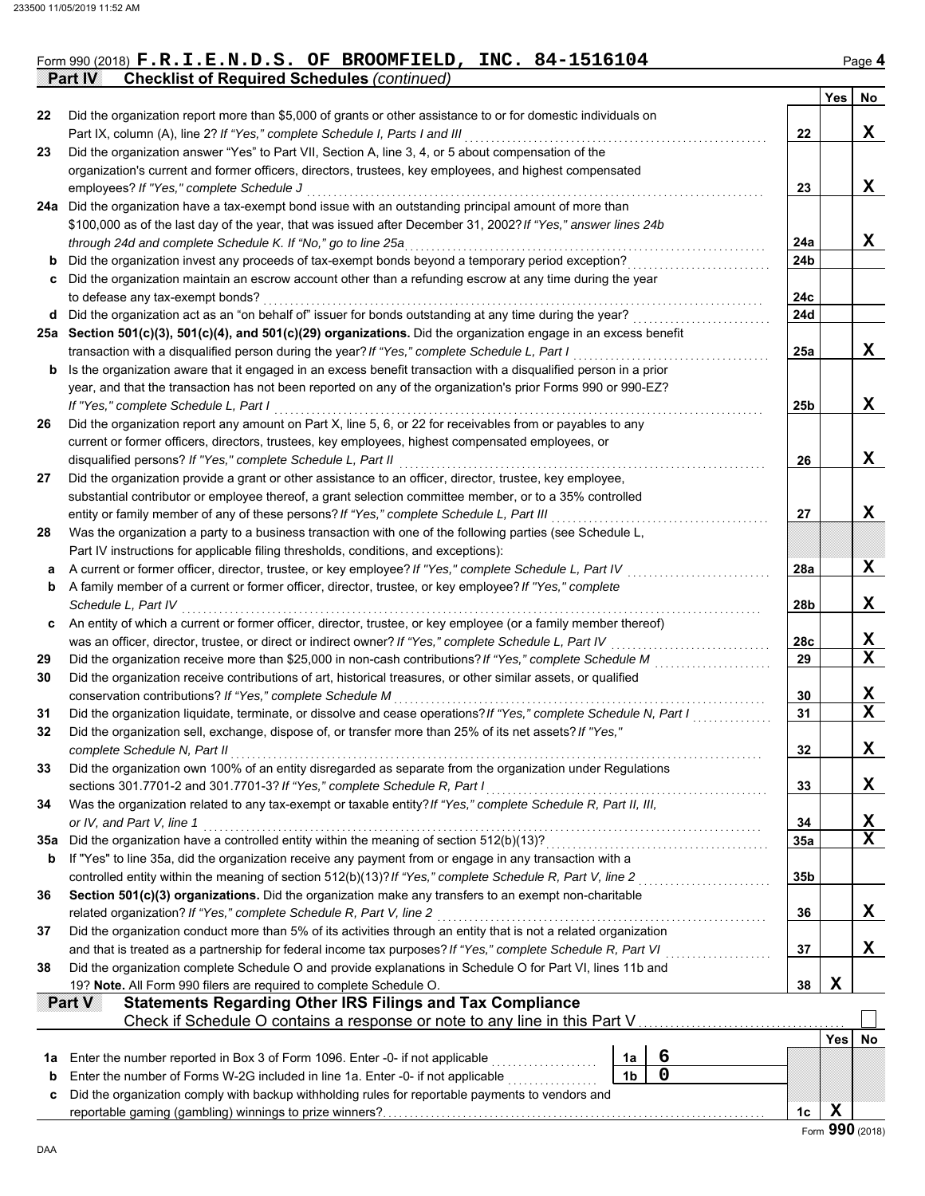Form 990 (2018) **F.R.I.E.N.D.S. OF BROOMFIELD, INC. 84-1516104**

**Part IV Checklist of Required Schedules** *(continued)*

| | | | Yes | No |
|---|---|---|---|---|
| **22** | Did the organization report more than $5,000 of grants or other assistance to or for domestic individuals on Part IX, column (A), line 2? *If "Yes," complete Schedule I, Parts I and III* | 22 | | X |
| **23** | Did the organization answer "Yes" to Part VII, Section A, line 3, 4, or 5 about compensation of the organization's current and former officers, directors, trustees, key employees, and highest compensated employees? *If "Yes," complete Schedule J* | 23 | | X |
| **24a** | Did the organization have a tax-exempt bond issue with an outstanding principal amount of more than $100,000 as of the last day of the year, that was issued after December 31, 2002? *If "Yes," answer lines 24b through 24d and complete Schedule K. If "No," go to line 25a* | 24a | | X |
| **b** | Did the organization invest any proceeds of tax-exempt bonds beyond a temporary period exception? | 24b | | |
| **c** | Did the organization maintain an escrow account other than a refunding escrow at any time during the year to defease any tax-exempt bonds? | 24c | | |
| **d** | Did the organization act as an "on behalf of" issuer for bonds outstanding at any time during the year? | 24d | | |
| **25a** | **Section 501(c)(3), 501(c)(4), and 501(c)(29) organizations.** Did the organization engage in an excess benefit transaction with a disqualified person during the year? *If "Yes," complete Schedule L, Part I* | 25a | | X |
| **b** | Is the organization aware that it engaged in an excess benefit transaction with a disqualified person in a prior year, and that the transaction has not been reported on any of the organization's prior Forms 990 or 990-EZ? *If "Yes," complete Schedule L, Part I* | 25b | | X |
| **26** | Did the organization report any amount on Part X, line 5, 6, or 22 for receivables from or payables to any current or former officers, directors, trustees, key employees, highest compensated employees, or disqualified persons? *If "Yes," complete Schedule L, Part II* | 26 | | X |
| **27** | Did the organization provide a grant or other assistance to an officer, director, trustee, key employee, substantial contributor or employee thereof, a grant selection committee member, or to a 35% controlled entity or family member of any of these persons? *If "Yes," complete Schedule L, Part III* | 27 | | X |
| **28** | Was the organization a party to a business transaction with one of the following parties (see Schedule L, Part IV instructions for applicable filing thresholds, conditions, and exceptions): | | | |
| **a** | A current or former officer, director, trustee, or key employee? *If "Yes," complete Schedule L, Part IV* | 28a | | X |
| **b** | A family member of a current or former officer, director, trustee, or key employee? *If "Yes," complete Schedule L, Part IV* | 28b | | X |
| **c** | An entity of which a current or former officer, director, trustee, or key employee (or a family member thereof) was an officer, director, trustee, or direct or indirect owner? *If "Yes," complete Schedule L, Part IV* | 28c | | X |
| **29** | Did the organization receive more than $25,000 in non-cash contributions? *If "Yes," complete Schedule M* | 29 | | X |
| **30** | Did the organization receive contributions of art, historical treasures, or other similar assets, or qualified conservation contributions? *If "Yes," complete Schedule M* | 30 | | X |
| **31** | Did the organization liquidate, terminate, or dissolve and cease operations? *If "Yes," complete Schedule N, Part I* | 31 | | X |
| **32** | Did the organization sell, exchange, dispose of, or transfer more than 25% of its net assets? *If "Yes," complete Schedule N, Part II* | 32 | | X |
| **33** | Did the organization own 100% of an entity disregarded as separate from the organization under Regulations sections 301.7701-2 and 301.7701-3? *If "Yes," complete Schedule R, Part I* | 33 | | X |
| **34** | Was the organization related to any tax-exempt or taxable entity? *If "Yes," complete Schedule R, Part II, III, or IV, and Part V, line 1* | 34 | | X |
| **35a** | Did the organization have a controlled entity within the meaning of section 512(b)(13)? | 35a | | X |
| **b** | If "Yes" to line 35a, did the organization receive any payment from or engage in any transaction with a controlled entity within the meaning of section 512(b)(13)? *If "Yes," complete Schedule R, Part V, line 2* | 35b | | |
| **36** | **Section 501(c)(3) organizations.** Did the organization make any transfers to an exempt non-charitable related organization? *If "Yes," complete Schedule R, Part V, line 2* | 36 | | X |
| **37** | Did the organization conduct more than 5% of its activities through an entity that is not a related organization and that is treated as a partnership for federal income tax purposes? *If "Yes," complete Schedule R, Part VI* | 37 | | X |
| **38** | Did the organization complete Schedule O and provide explanations in Schedule O for Part VI, lines 11b and 19? **Note.** All Form 990 filers are required to complete Schedule O. | 38 | X | |

**Part V Statements Regarding Other IRS Filings and Tax Compliance**

Check if Schedule O contains a response or note to any line in this Part V ☐

| | | | | | Yes | No |
|---|---|---|---|---|---|---|
| **1a** | Enter the number reported in Box 3 of Form 1096. Enter -0- if not applicable | 1a | 6 | | | |
| **b** | Enter the number of Forms W-2G included in line 1a. Enter -0- if not applicable | 1b | 0 | | | |
| **c** | Did the organization comply with backup withholding rules for reportable payments to vendors and reportable gaming (gambling) winnings to prize winners? | | | 1c | X | |

Form **990** (2018)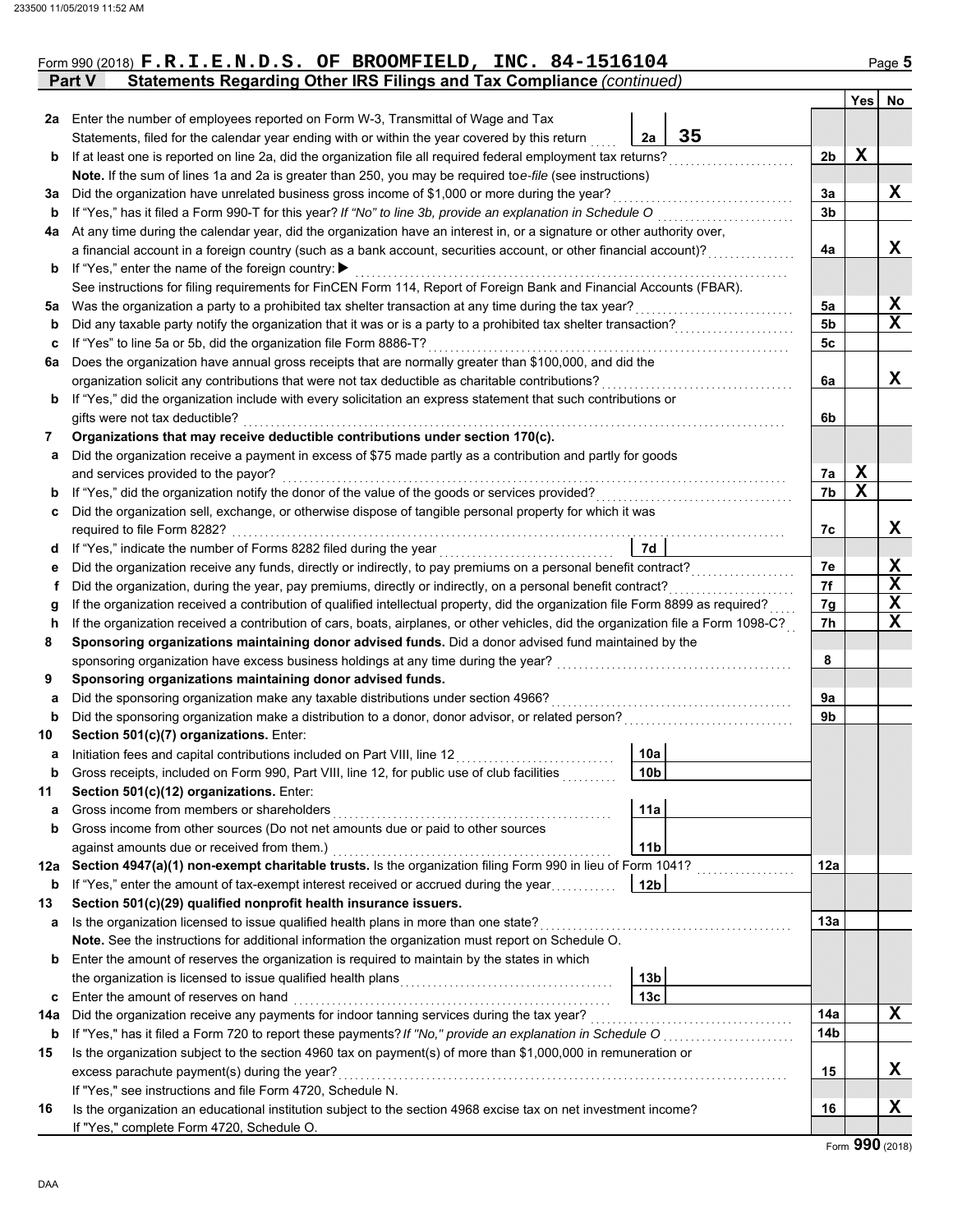Form 990 (2018) **F.R.I.E.N.D.S. OF BROOMFIELD, INC. 84-1516104**

## Part V — Statements Regarding Other IRS Filings and Tax Compliance *(continued)*

| | | | | Yes | No |
|---|---|---|---|---|---|
| **2a** | Enter the number of employees reported on Form W-3, Transmittal of Wage and Tax Statements, filed for the calendar year ending with or within the year covered by this return | 2a: 35 | | | |
| **b** | If at least one is reported on line 2a, did the organization file all required federal employment tax returns? | | 2b | X | |
| | **Note.** If the sum of lines 1a and 2a is greater than 250, you may be required to *e-file* (see instructions) | | | | |
| **3a** | Did the organization have unrelated business gross income of $1,000 or more during the year? | | 3a | | X |
| **b** | If "Yes," has it filed a Form 990-T for this year? *If "No" to line 3b, provide an explanation in Schedule O* | | 3b | | |
| **4a** | At any time during the calendar year, did the organization have an interest in, or a signature or other authority over, a financial account in a foreign country (such as a bank account, securities account, or other financial account)? | | 4a | | X |
| **b** | If "Yes," enter the name of the foreign country: ▶ | | | | |
| | See instructions for filing requirements for FinCEN Form 114, Report of Foreign Bank and Financial Accounts (FBAR). | | | | |
| **5a** | Was the organization a party to a prohibited tax shelter transaction at any time during the tax year? | | 5a | | X |
| **b** | Did any taxable party notify the organization that it was or is a party to a prohibited tax shelter transaction? | | 5b | | X |
| **c** | If "Yes" to line 5a or 5b, did the organization file Form 8886-T? | | 5c | | |
| **6a** | Does the organization have annual gross receipts that are normally greater than $100,000, and did the organization solicit any contributions that were not tax deductible as charitable contributions? | | 6a | | X |
| **b** | If "Yes," did the organization include with every solicitation an express statement that such contributions or gifts were not tax deductible? | | 6b | | |
| **7** | **Organizations that may receive deductible contributions under section 170(c).** | | | | |
| **a** | Did the organization receive a payment in excess of $75 made partly as a contribution and partly for goods and services provided to the payor? | | 7a | X | |
| **b** | If "Yes," did the organization notify the donor of the value of the goods or services provided? | | 7b | X | |
| **c** | Did the organization sell, exchange, or otherwise dispose of tangible personal property for which it was required to file Form 8282? | | 7c | | X |
| **d** | If "Yes," indicate the number of Forms 8282 filed during the year | 7d | | | |
| **e** | Did the organization receive any funds, directly or indirectly, to pay premiums on a personal benefit contract? | | 7e | | X |
| **f** | Did the organization, during the year, pay premiums, directly or indirectly, on a personal benefit contract? | | 7f | | X |
| **g** | If the organization received a contribution of qualified intellectual property, did the organization file Form 8899 as required? | | 7g | | X |
| **h** | If the organization received a contribution of cars, boats, airplanes, or other vehicles, did the organization file a Form 1098-C? | | 7h | | X |
| **8** | **Sponsoring organizations maintaining donor advised funds.** Did a donor advised fund maintained by the sponsoring organization have excess business holdings at any time during the year? | | 8 | | |
| **9** | **Sponsoring organizations maintaining donor advised funds.** | | | | |
| **a** | Did the sponsoring organization make any taxable distributions under section 4966? | | 9a | | |
| **b** | Did the sponsoring organization make a distribution to a donor, donor advisor, or related person? | | 9b | | |
| **10** | **Section 501(c)(7) organizations.** Enter: | | | | |
| **a** | Initiation fees and capital contributions included on Part VIII, line 12 | 10a | | | |
| **b** | Gross receipts, included on Form 990, Part VIII, line 12, for public use of club facilities | 10b | | | |
| **11** | **Section 501(c)(12) organizations.** Enter: | | | | |
| **a** | Gross income from members or shareholders | 11a | | | |
| **b** | Gross income from other sources (Do not net amounts due or paid to other sources against amounts due or received from them.) | 11b | | | |
| **12a** | **Section 4947(a)(1) non-exempt charitable trusts.** Is the organization filing Form 990 in lieu of Form 1041? | | 12a | | |
| **b** | If "Yes," enter the amount of tax-exempt interest received or accrued during the year | 12b | | | |
| **13** | **Section 501(c)(29) qualified nonprofit health insurance issuers.** | | | | |
| **a** | Is the organization licensed to issue qualified health plans in more than one state? | | 13a | | |
| | **Note.** See the instructions for additional information the organization must report on Schedule O. | | | | |
| **b** | Enter the amount of reserves the organization is required to maintain by the states in which the organization is licensed to issue qualified health plans | 13b | | | |
| **c** | Enter the amount of reserves on hand | 13c | | | |
| **14a** | Did the organization receive any payments for indoor tanning services during the tax year? | | 14a | | X |
| **b** | If "Yes," has it filed a Form 720 to report these payments? *If "No," provide an explanation in Schedule O* | | 14b | | |
| **15** | Is the organization subject to the section 4960 tax on payment(s) of more than $1,000,000 in remuneration or excess parachute payment(s) during the year? | | 15 | | X |
| | If "Yes," see instructions and file Form 4720, Schedule N. | | | | |
| **16** | Is the organization an educational institution subject to the section 4968 excise tax on net investment income? | | 16 | | X |
| | If "Yes," complete Form 4720, Schedule O. | | | | |

Form **990** (2018)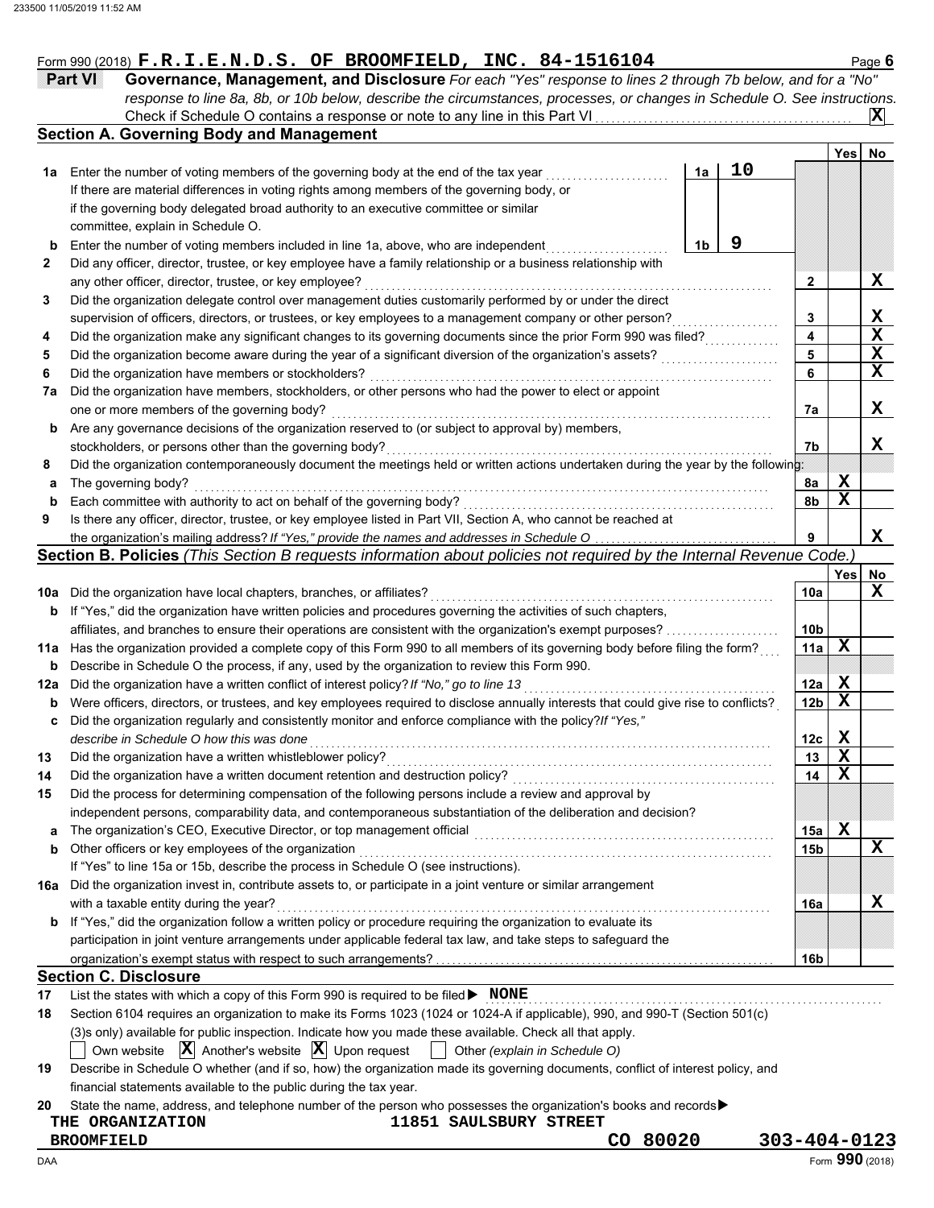Form 990 (2018) **F.R.I.E.N.D.S. OF BROOMFIELD, INC. 84-1516104** Page 6

## Part VI Governance, Management, and Disclosure

*For each "Yes" response to lines 2 through 7b below, and for a "No" response to line 8a, 8b, or 10b below, describe the circumstances, processes, or changes in Schedule O. See instructions.*

Check if Schedule O contains a response or note to any line in this Part VI ... **X**

### Section A. Governing Body and Management

| | | | | Yes | No |
|---|---|---|---|---|---|
| **1a** | Enter the number of voting members of the governing body at the end of the tax year | 1a | 10 | | |
| | If there are material differences in voting rights among members of the governing body, or if the governing body delegated broad authority to an executive committee or similar committee, explain in Schedule O. | | | | |
| **b** | Enter the number of voting members included in line 1a, above, who are independent | 1b | 9 | | |
| **2** | Did any officer, director, trustee, or key employee have a family relationship or a business relationship with any other officer, director, trustee, or key employee? | 2 | | | X |
| **3** | Did the organization delegate control over management duties customarily performed by or under the direct supervision of officers, directors, or trustees, or key employees to a management company or other person? | 3 | | | X |
| **4** | Did the organization make any significant changes to its governing documents since the prior Form 990 was filed? | 4 | | | X |
| **5** | Did the organization become aware during the year of a significant diversion of the organization's assets? | 5 | | | X |
| **6** | Did the organization have members or stockholders? | 6 | | | X |
| **7a** | Did the organization have members, stockholders, or other persons who had the power to elect or appoint one or more members of the governing body? | 7a | | | X |
| **b** | Are any governance decisions of the organization reserved to (or subject to approval by) members, stockholders, or persons other than the governing body? | 7b | | | X |
| **8** | Did the organization contemporaneously document the meetings held or written actions undertaken during the year by the following: | | | | |
| **a** | The governing body? | 8a | | X | |
| **b** | Each committee with authority to act on behalf of the governing body? | 8b | | X | |
| **9** | Is there any officer, director, trustee, or key employee listed in Part VII, Section A, who cannot be reached at the organization's mailing address? *If "Yes," provide the names and addresses in Schedule O* | 9 | | | X |

### Section B. Policies *(This Section B requests information about policies not required by the Internal Revenue Code.)*

| | | | Yes | No |
|---|---|---|---|---|
| **10a** | Did the organization have local chapters, branches, or affiliates? | 10a | | X |
| **b** | If "Yes," did the organization have written policies and procedures governing the activities of such chapters, affiliates, and branches to ensure their operations are consistent with the organization's exempt purposes? | 10b | | |
| **11a** | Has the organization provided a complete copy of this Form 990 to all members of its governing body before filing the form? | 11a | X | |
| **b** | Describe in Schedule O the process, if any, used by the organization to review this Form 990. | | | |
| **12a** | Did the organization have a written conflict of interest policy? *If "No," go to line 13* | 12a | X | |
| **b** | Were officers, directors, or trustees, and key employees required to disclose annually interests that could give rise to conflicts? | 12b | X | |
| **c** | Did the organization regularly and consistently monitor and enforce compliance with the policy? *If "Yes," describe in Schedule O how this was done* | 12c | X | |
| **13** | Did the organization have a written whistleblower policy? | 13 | X | |
| **14** | Did the organization have a written document retention and destruction policy? | 14 | X | |
| **15** | Did the process for determining compensation of the following persons include a review and approval by independent persons, comparability data, and contemporaneous substantiation of the deliberation and decision? | | | |
| **a** | The organization's CEO, Executive Director, or top management official | 15a | X | |
| **b** | Other officers or key employees of the organization | 15b | | X |
| | If "Yes" to line 15a or 15b, describe the process in Schedule O (see instructions). | | | |
| **16a** | Did the organization invest in, contribute assets to, or participate in a joint venture or similar arrangement with a taxable entity during the year? | 16a | | X |
| **b** | If "Yes," did the organization follow a written policy or procedure requiring the organization to evaluate its participation in joint venture arrangements under applicable federal tax law, and take steps to safeguard the organization's exempt status with respect to such arrangements? | 16b | | |

### Section C. Disclosure

**17** List the states with which a copy of this Form 990 is required to be filed ▶ **NONE**

**18** Section 6104 requires an organization to make its Forms 1023 (1024 or 1024-A if applicable), 990, and 990-T (Section 501(c)(3)s only) available for public inspection. Indicate how you made these available. Check all that apply.

☐ Own website ☒ Another's website ☒ Upon request ☐ Other *(explain in Schedule O)*

**19** Describe in Schedule O whether (and if so, how) the organization made its governing documents, conflict of interest policy, and financial statements available to the public during the tax year.

**20** State the name, address, and telephone number of the person who possesses the organization's books and records ▶

THE ORGANIZATION 11851 SAULSBURY STREET
BROOMFIELD CO 80020 303-404-0123

Form **990** (2018)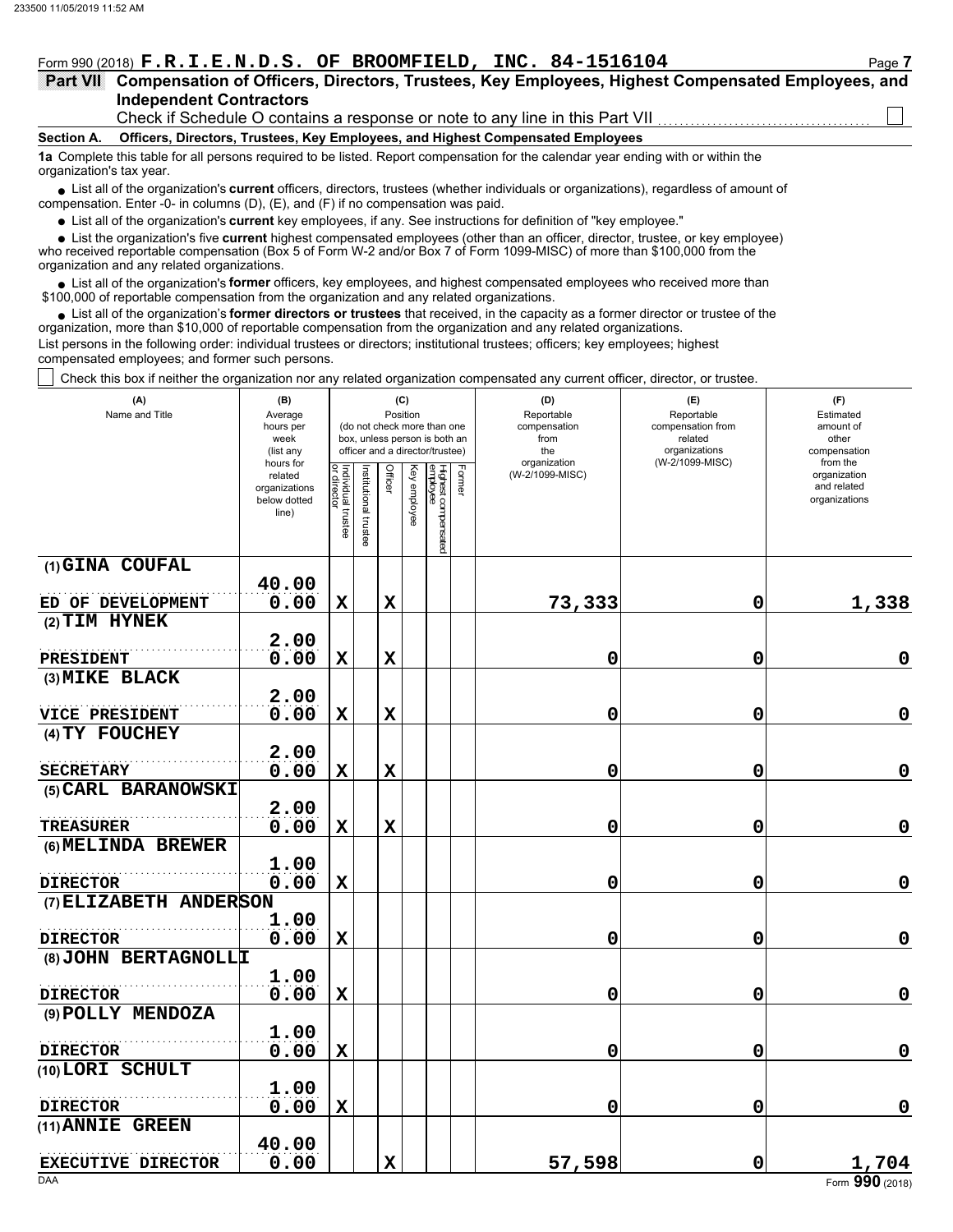233500 11/05/2019 11:52 AM

Form 990 (2018) **F.R.I.E.N.D.S. OF BROOMFIELD, INC. 84-1516104** Page **7**

## Part VII Compensation of Officers, Directors, Trustees, Key Employees, Highest Compensated Employees, and Independent Contractors

Check if Schedule O contains a response or note to any line in this Part VII ☐

### Section A. Officers, Directors, Trustees, Key Employees, and Highest Compensated Employees

**1a** Complete this table for all persons required to be listed. Report compensation for the calendar year ending with or within the organization's tax year.

- List all of the organization's **current** officers, directors, trustees (whether individuals or organizations), regardless of amount of compensation. Enter -0- in columns (D), (E), and (F) if no compensation was paid.
- List all of the organization's **current** key employees, if any. See instructions for definition of "key employee."
- List the organization's five **current** highest compensated employees (other than an officer, director, trustee, or key employee) who received reportable compensation (Box 5 of Form W-2 and/or Box 7 of Form 1099-MISC) of more than $100,000 from the organization and any related organizations.
- List all of the organization's **former** officers, key employees, and highest compensated employees who received more than $100,000 of reportable compensation from the organization and any related organizations.
- List all of the organization's **former directors or trustees** that received, in the capacity as a former director or trustee of the organization, more than $10,000 of reportable compensation from the organization and any related organizations.

List persons in the following order: individual trustees or directors; institutional trustees; officers; key employees; highest compensated employees; and former such persons.

☐ Check this box if neither the organization nor any related organization compensated any current officer, director, or trustee.

| (A) Name and Title | (B) Average hours per week (list any hours for related organizations below dotted line) | (C) Position (do not check more than one box, unless person is both an officer and a director/trustee) | | | | | | (D) Reportable compensation from the organization (W-2/1099-MISC) | (E) Reportable compensation from related organizations (W-2/1099-MISC) | (F) Estimated amount of other compensation from the organization and related organizations |
|---|---|---|---|---|---|---|---|---|---|---|
| | | Individual trustee or director | Institutional trustee | Officer | Key employee | Highest compensated employee | Former | | | |
| (1) GINA COUFAL<br>ED OF DEVELOPMENT | 40.00<br>0.00 | X | | X | | | | 73,333 | 0 | 1,338 |
| (2) TIM HYNEK<br>PRESIDENT | 2.00<br>0.00 | X | | X | | | | 0 | 0 | 0 |
| (3) MIKE BLACK<br>VICE PRESIDENT | 2.00<br>0.00 | X | | X | | | | 0 | 0 | 0 |
| (4) TY FOUCHEY<br>SECRETARY | 2.00<br>0.00 | X | | X | | | | 0 | 0 | 0 |
| (5) CARL BARANOWSKI<br>TREASURER | 2.00<br>0.00 | X | | X | | | | 0 | 0 | 0 |
| (6) MELINDA BREWER<br>DIRECTOR | 1.00<br>0.00 | X | | | | | | 0 | 0 | 0 |
| (7) ELIZABETH ANDERSON<br>DIRECTOR | 1.00<br>0.00 | X | | | | | | 0 | 0 | 0 |
| (8) JOHN BERTAGNOLLI<br>DIRECTOR | 1.00<br>0.00 | X | | | | | | 0 | 0 | 0 |
| (9) POLLY MENDOZA<br>DIRECTOR | 1.00<br>0.00 | X | | | | | | 0 | 0 | 0 |
| (10) LORI SCHULT<br>DIRECTOR | 1.00<br>0.00 | X | | | | | | 0 | 0 | 0 |
| (11) ANNIE GREEN<br>EXECUTIVE DIRECTOR | 40.00<br>0.00 | | | X | | | | 57,598 | 0 | 1,704 |

DAA Form **990** (2018)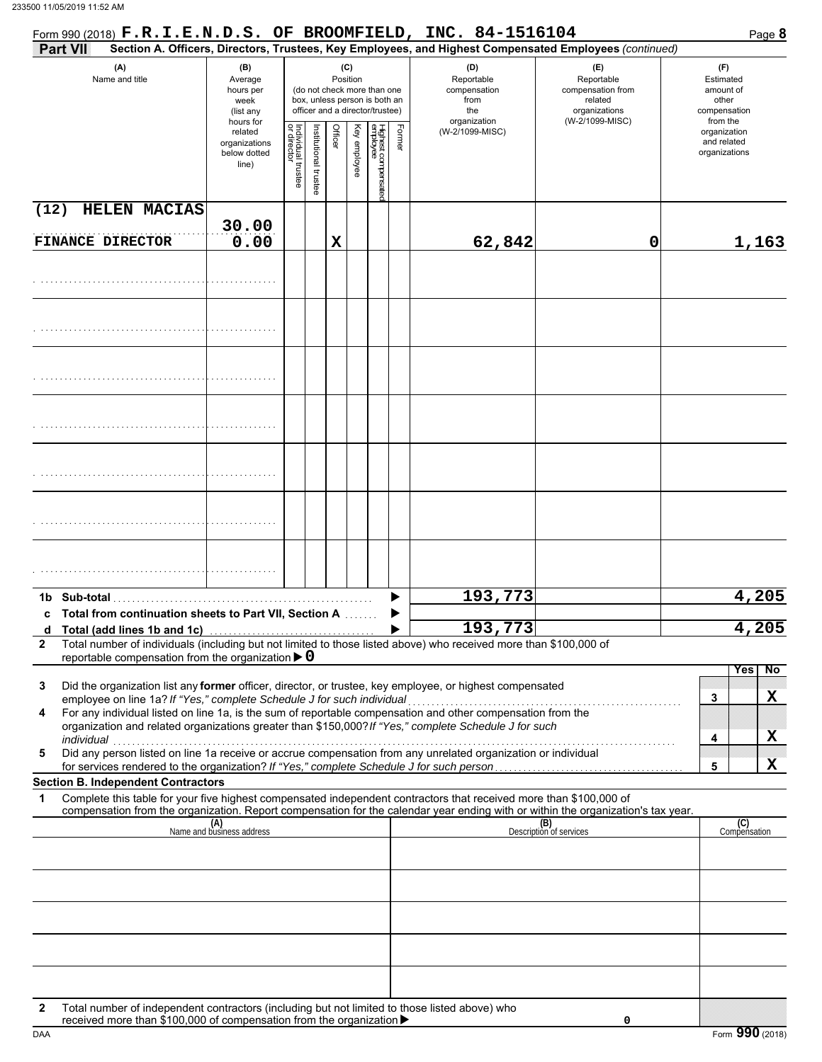Form 990 (2018) **F.R.I.E.N.D.S. OF BROOMFIELD, INC. 84-1516104**

**Part VII** **Section A. Officers, Directors, Trustees, Key Employees, and Highest Compensated Employees** *(continued)*

| (A) Name and title | (B) Average hours per week (list any hours for related organizations below dotted line) | (C) Position: Individual trustee or director | Institutional trustee | Officer | Key employee | Highest compensated employee | Former | (D) Reportable compensation from the organization (W-2/1099-MISC) | (E) Reportable compensation from related organizations (W-2/1099-MISC) | (F) Estimated amount of other compensation from the organization and related organizations |
|---|---|---|---|---|---|---|---|---|---|---|
| (12) HELEN MACIAS<br>FINANCE DIRECTOR | 30.00<br>0.00 | | | X | | | | 62,842 | 0 | 1,163 |
| | | | | | | | | | | |
| | | | | | | | | | | |
| | | | | | | | | | | |
| | | | | | | | | | | |
| | | | | | | | | | | |
| | | | | | | | | | | |
| | | | | | | | | | | |
| **1b Sub-total** | | | | | | | | 193,773 | | 4,205 |
| **c Total from continuation sheets to Part VII, Section A** | | | | | | | | | | |
| **d Total (add lines 1b and 1c)** | | | | | | | | 193,773 | | 4,205 |

**2** Total number of individuals (including but not limited to those listed above) who received more than $100,000 of reportable compensation from the organization ▶ **0**

| | | Yes | No |
|---|---|---|---|
| **3** Did the organization list any **former** officer, director, or trustee, key employee, or highest compensated employee on line 1a? *If "Yes," complete Schedule J for such individual* | 3 | | X |
| **4** For any individual listed on line 1a, is the sum of reportable compensation and other compensation from the organization and related organizations greater than $150,000? *If "Yes," complete Schedule J for such individual* | 4 | | X |
| **5** Did any person listed on line 1a receive or accrue compensation from any unrelated organization or individual for services rendered to the organization? *If "Yes," complete Schedule J for such person* | 5 | | X |

**Section B. Independent Contractors**

**1** Complete this table for your five highest compensated independent contractors that received more than $100,000 of compensation from the organization. Report compensation for the calendar year ending with or within the organization's tax year.

| (A) Name and business address | (B) Description of services | (C) Compensation |
|---|---|---|
| | | |
| | | |
| | | |
| | | |
| | | |

**2** Total number of independent contractors (including but not limited to those listed above) who received more than $100,000 of compensation from the organization ▶ 0

Form **990** (2018)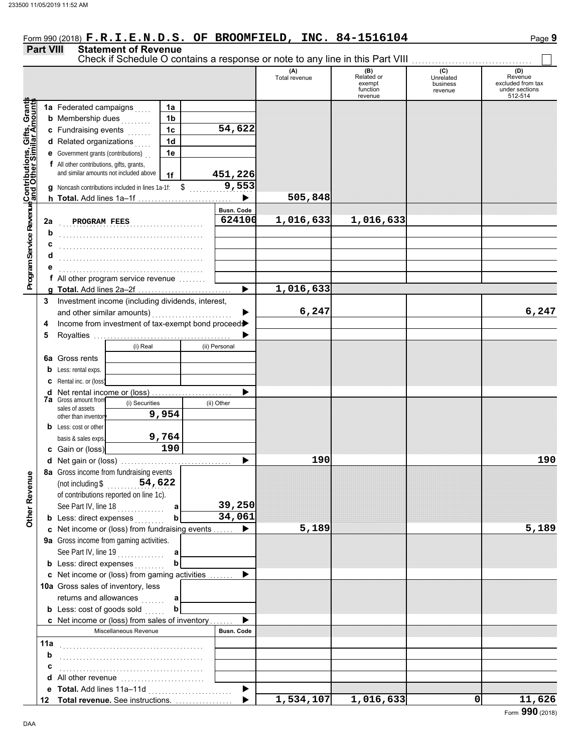Form 990 (2018) **F.R.I.E.N.D.S. OF BROOMFIELD, INC. 84-1516104**

## Part VIII Statement of Revenue

Check if Schedule O contains a response or note to any line in this Part VIII

| | | | (A) Total revenue | (B) Related or exempt function revenue | (C) Unrelated business revenue | (D) Revenue excluded from tax under sections 512-514 |
|---|---|---|---|---|---|---|
| **Contributions, Gifts, Grants and Other Similar Amounts** | 1a Federated campaigns | 1a | | | | |
| | b Membership dues | 1b | | | | |
| | c Fundraising events | 1c 54,622 | | | | |
| | d Related organizations | 1d | | | | |
| | e Government grants (contributions) | 1e | | | | |
| | f All other contributions, gifts, grants, and similar amounts not included above | 1f 451,226 | | | | |
| | g Noncash contributions included in lines 1a-1f: $ 9,553 | | | | | |
| | h **Total.** Add lines 1a–1f | | 505,848 | | | |
| **Program Service Revenue** | | Busn. Code | | | | |
| | 2a PROGRAM FEES | 624100 | 1,016,633 | 1,016,633 | | |
| | b | | | | | |
| | c | | | | | |
| | d | | | | | |
| | e | | | | | |
| | f All other program service revenue | | | | | |
| | g **Total.** Add lines 2a–2f | | 1,016,633 | | | |
| | 3 Investment income (including dividends, interest, and other similar amounts) | | 6,247 | | | 6,247 |
| | 4 Income from investment of tax-exempt bond proceeds | | | | | |
| | 5 Royalties | | | | | |
| | | (i) Real / (ii) Personal | | | | |
| | 6a Gross rents | | | | | |
| | b Less: rental exps. | | | | | |
| | c Rental inc. or (loss) | | | | | |
| | d Net rental income or (loss) | | | | | |
| | 7a Gross amount from sales of assets other than inventory | (i) Securities 9,954 / (ii) Other | | | | |
| | b Less: cost or other basis & sales exps. | (i) 9,764 | | | | |
| | c Gain or (loss) | (i) 190 | | | | |
| | d Net gain or (loss) | | 190 | | | 190 |
| **Other Revenue** | 8a Gross income from fundraising events (not including $ 54,622 of contributions reported on line 1c). See Part IV, line 18 | a 39,250 | | | | |
| | b Less: direct expenses | b 34,061 | | | | |
| | c Net income or (loss) from fundraising events | | 5,189 | | | 5,189 |
| | 9a Gross income from gaming activities. See Part IV, line 19 | a | | | | |
| | b Less: direct expenses | b | | | | |
| | c Net income or (loss) from gaming activities | | | | | |
| | 10a Gross sales of inventory, less returns and allowances | a | | | | |
| | b Less: cost of goods sold | b | | | | |
| | c Net income or (loss) from sales of inventory | | | | | |
| | Miscellaneous Revenue | Busn. Code | | | | |
| | 11a | | | | | |
| | b | | | | | |
| | c | | | | | |
| | d All other revenue | | | | | |
| | e **Total.** Add lines 11a–11d | | | | | |
| | 12 **Total revenue.** See instructions. | | 1,534,107 | 1,016,633 | 0 | 11,626 |

Form **990** (2018)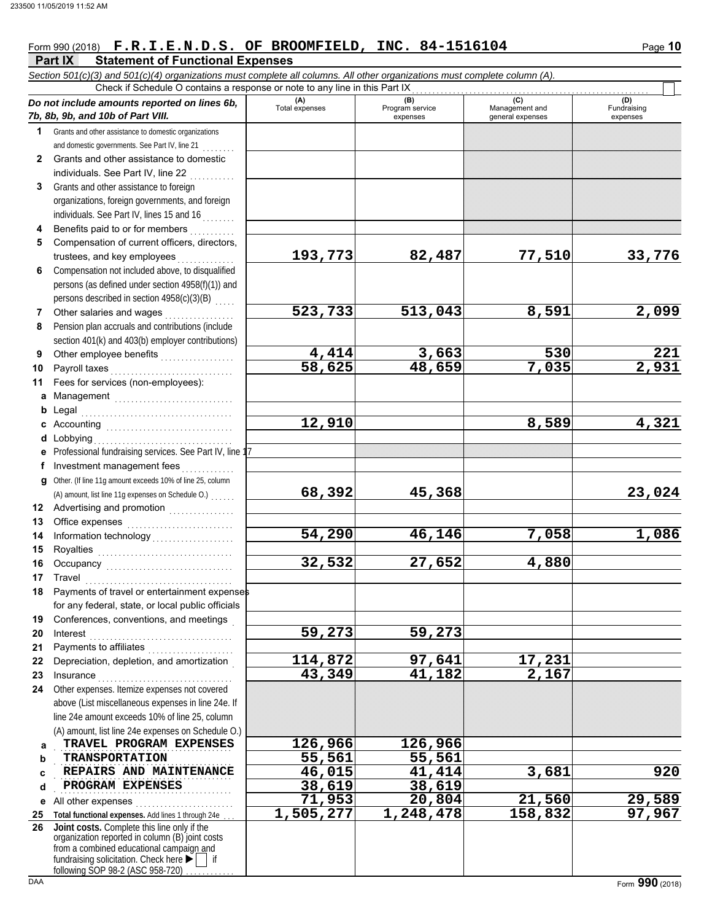Form 990 (2018) **F.R.I.E.N.D.S. OF BROOMFIELD, INC. 84-1516104**

## Part IX Statement of Functional Expenses

*Section 501(c)(3) and 501(c)(4) organizations must complete all columns. All other organizations must complete column (A).*

Check if Schedule O contains a response or note to any line in this Part IX ☐

| *Do not include amounts reported on lines 6b, 7b, 8b, 9b, and 10b of Part VIII.* | (A) Total expenses | (B) Program service expenses | (C) Management and general expenses | (D) Fundraising expenses |
|---|---|---|---|---|
| **1** Grants and other assistance to domestic organizations and domestic governments. See Part IV, line 21 | | | | |
| **2** Grants and other assistance to domestic individuals. See Part IV, line 22 | | | | |
| **3** Grants and other assistance to foreign organizations, foreign governments, and foreign individuals. See Part IV, lines 15 and 16 | | | | |
| **4** Benefits paid to or for members | | | | |
| **5** Compensation of current officers, directors, trustees, and key employees | 193,773 | 82,487 | 77,510 | 33,776 |
| **6** Compensation not included above, to disqualified persons (as defined under section 4958(f)(1)) and persons described in section 4958(c)(3)(B) | | | | |
| **7** Other salaries and wages | 523,733 | 513,043 | 8,591 | 2,099 |
| **8** Pension plan accruals and contributions (include section 401(k) and 403(b) employer contributions) | | | | |
| **9** Other employee benefits | 4,414 | 3,663 | 530 | 221 |
| **10** Payroll taxes | 58,625 | 48,659 | 7,035 | 2,931 |
| **11** Fees for services (non-employees): | | | | |
| **a** Management | | | | |
| **b** Legal | | | | |
| **c** Accounting | 12,910 | | 8,589 | 4,321 |
| **d** Lobbying | | | | |
| **e** Professional fundraising services. See Part IV, line 17 | | | | |
| **f** Investment management fees | | | | |
| **g** Other. (If line 11g amount exceeds 10% of line 25, column (A) amount, list line 11g expenses on Schedule O.) | 68,392 | 45,368 | | 23,024 |
| **12** Advertising and promotion | | | | |
| **13** Office expenses | | | | |
| **14** Information technology | 54,290 | 46,146 | 7,058 | 1,086 |
| **15** Royalties | | | | |
| **16** Occupancy | 32,532 | 27,652 | 4,880 | |
| **17** Travel | | | | |
| **18** Payments of travel or entertainment expenses for any federal, state, or local public officials | | | | |
| **19** Conferences, conventions, and meetings | | | | |
| **20** Interest | 59,273 | 59,273 | | |
| **21** Payments to affiliates | | | | |
| **22** Depreciation, depletion, and amortization | 114,872 | 97,641 | 17,231 | |
| **23** Insurance | 43,349 | 41,182 | 2,167 | |
| **24** Other expenses. Itemize expenses not covered above (List miscellaneous expenses in line 24e. If line 24e amount exceeds 10% of line 25, column (A) amount, list line 24e expenses on Schedule O.) | | | | |
| **a** TRAVEL PROGRAM EXPENSES | 126,966 | 126,966 | | |
| **b** TRANSPORTATION | 55,561 | 55,561 | | |
| **c** REPAIRS AND MAINTENANCE | 46,015 | 41,414 | 3,681 | 920 |
| **d** PROGRAM EXPENSES | 38,619 | 38,619 | | |
| **e** All other expenses | 71,953 | 20,804 | 21,560 | 29,589 |
| **25** **Total functional expenses.** Add lines 1 through 24e | 1,505,277 | 1,248,478 | 158,832 | 97,967 |
| **26** **Joint costs.** Complete this line only if the organization reported in column (B) joint costs from a combined educational campaign and fundraising solicitation. Check here ▶ ☐ if following SOP 98-2 (ASC 958-720) | | | | |

Form **990** (2018)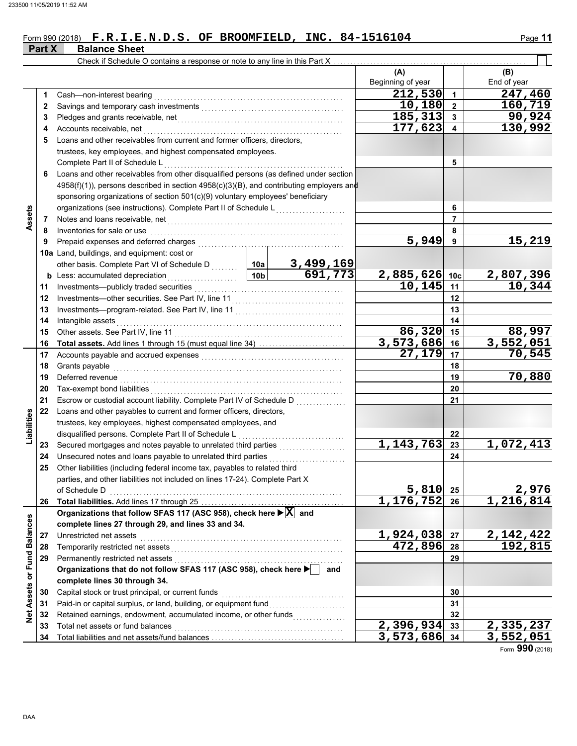Form 990 (2018) **F.R.I.E.N.D.S. OF BROOMFIELD, INC. 84-1516104**

## Part X Balance Sheet

Check if Schedule O contains a response or note to any line in this Part X

| | | | | | (A) Beginning of year | | (B) End of year |
|---|---|---|---|---|---|---|---|
| **Assets** | 1 | Cash—non-interest bearing | | | 212,530 | 1 | 247,460 |
| | 2 | Savings and temporary cash investments | | | 10,180 | 2 | 160,719 |
| | 3 | Pledges and grants receivable, net | | | 185,313 | 3 | 90,924 |
| | 4 | Accounts receivable, net | | | 177,623 | 4 | 130,992 |
| | 5 | Loans and other receivables from current and former officers, directors, trustees, key employees, and highest compensated employees. Complete Part II of Schedule L | | | | 5 | |
| | 6 | Loans and other receivables from other disqualified persons (as defined under section 4958(f)(1)), persons described in section 4958(c)(3)(B), and contributing employers and sponsoring organizations of section 501(c)(9) voluntary employees' beneficiary organizations (see instructions). Complete Part II of Schedule L | | | | 6 | |
| | 7 | Notes and loans receivable, net | | | | 7 | |
| | 8 | Inventories for sale or use | | | | 8 | |
| | 9 | Prepaid expenses and deferred charges | | | 5,949 | 9 | 15,219 |
| | 10a | Land, buildings, and equipment: cost or other basis. Complete Part VI of Schedule D | 10a | 3,499,169 | | | |
| | b | Less: accumulated depreciation | 10b | 691,773 | 2,885,626 | 10c | 2,807,396 |
| | 11 | Investments—publicly traded securities | | | 10,145 | 11 | 10,344 |
| | 12 | Investments—other securities. See Part IV, line 11 | | | | 12 | |
| | 13 | Investments—program-related. See Part IV, line 11 | | | | 13 | |
| | 14 | Intangible assets | | | | 14 | |
| | 15 | Other assets. See Part IV, line 11 | | | 86,320 | 15 | 88,997 |
| | 16 | **Total assets.** Add lines 1 through 15 (must equal line 34) | | | 3,573,686 | 16 | 3,552,051 |
| **Liabilities** | 17 | Accounts payable and accrued expenses | | | 27,179 | 17 | 70,545 |
| | 18 | Grants payable | | | | 18 | |
| | 19 | Deferred revenue | | | | 19 | 70,880 |
| | 20 | Tax-exempt bond liabilities | | | | 20 | |
| | 21 | Escrow or custodial account liability. Complete Part IV of Schedule D | | | | 21 | |
| | 22 | Loans and other payables to current and former officers, directors, trustees, key employees, highest compensated employees, and disqualified persons. Complete Part II of Schedule L | | | | 22 | |
| | 23 | Secured mortgages and notes payable to unrelated third parties | | | 1,143,763 | 23 | 1,072,413 |
| | 24 | Unsecured notes and loans payable to unrelated third parties | | | | 24 | |
| | 25 | Other liabilities (including federal income tax, payables to related third parties, and other liabilities not included on lines 17-24). Complete Part X of Schedule D | | | 5,810 | 25 | 2,976 |
| | 26 | **Total liabilities.** Add lines 17 through 25 | | | 1,176,752 | 26 | 1,216,814 |
| **Net Assets or Fund Balances** | | **Organizations that follow SFAS 117 (ASC 958), check here ▶ [X] and complete lines 27 through 29, and lines 33 and 34.** | | | | | |
| | 27 | Unrestricted net assets | | | 1,924,038 | 27 | 2,142,422 |
| | 28 | Temporarily restricted net assets | | | 472,896 | 28 | 192,815 |
| | 29 | Permanently restricted net assets | | | | 29 | |
| | | **Organizations that do not follow SFAS 117 (ASC 958), check here ▶ [ ] and complete lines 30 through 34.** | | | | | |
| | 30 | Capital stock or trust principal, or current funds | | | | 30 | |
| | 31 | Paid-in or capital surplus, or land, building, or equipment fund | | | | 31 | |
| | 32 | Retained earnings, endowment, accumulated income, or other funds | | | | 32 | |
| | 33 | Total net assets or fund balances | | | 2,396,934 | 33 | 2,335,237 |
| | 34 | Total liabilities and net assets/fund balances | | | 3,573,686 | 34 | 3,552,051 |

Form **990** (2018)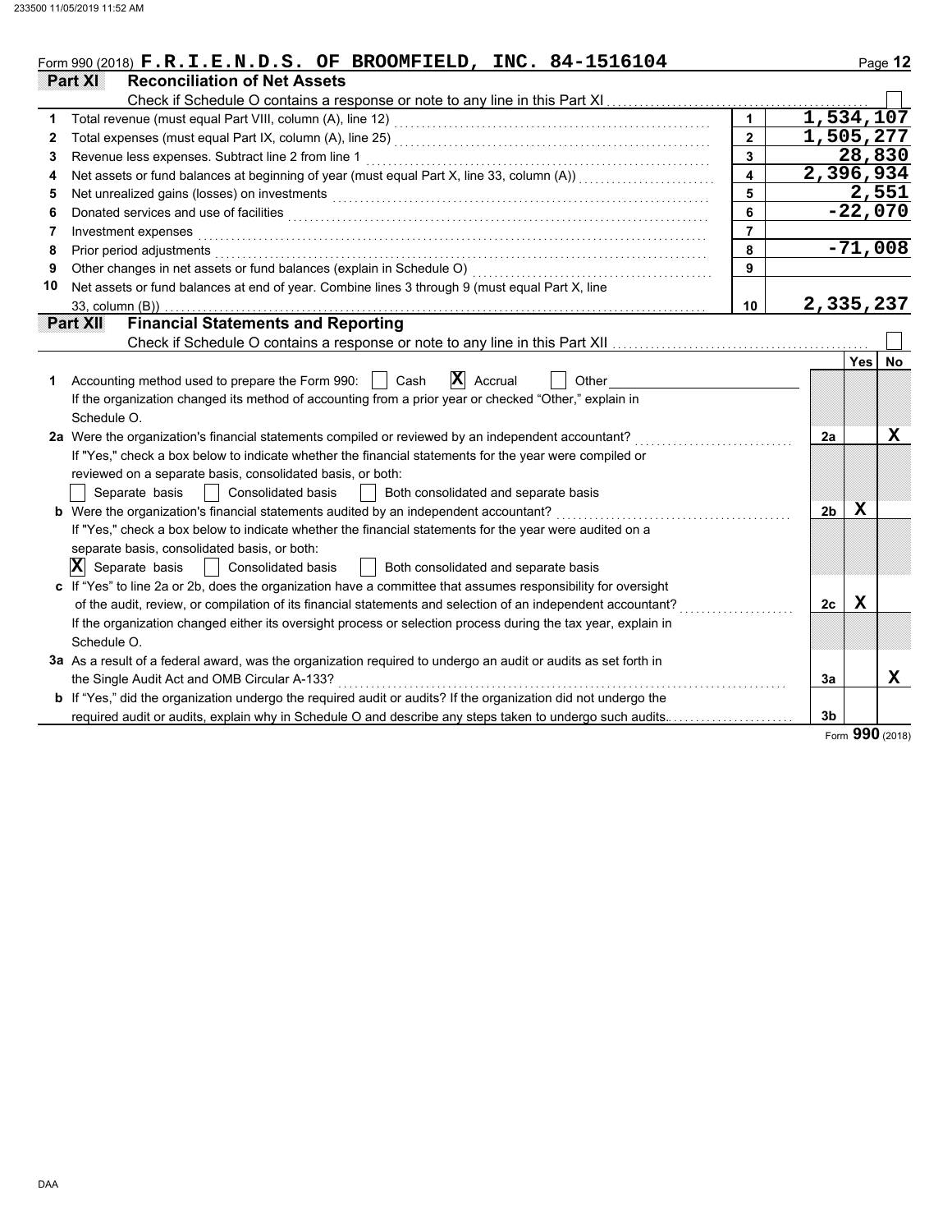Form 990 (2018) **F.R.I.E.N.D.S. OF BROOMFIELD, INC. 84-1516104**

## Part XI Reconciliation of Net Assets

Check if Schedule O contains a response or note to any line in this Part XI ☐

| | | | |
|---|---|---|---|
| 1 | Total revenue (must equal Part VIII, column (A), line 12) | 1 | 1,534,107 |
| 2 | Total expenses (must equal Part IX, column (A), line 25) | 2 | 1,505,277 |
| 3 | Revenue less expenses. Subtract line 2 from line 1 | 3 | 28,830 |
| 4 | Net assets or fund balances at beginning of year (must equal Part X, line 33, column (A)) | 4 | 2,396,934 |
| 5 | Net unrealized gains (losses) on investments | 5 | 2,551 |
| 6 | Donated services and use of facilities | 6 | -22,070 |
| 7 | Investment expenses | 7 | |
| 8 | Prior period adjustments | 8 | -71,008 |
| 9 | Other changes in net assets or fund balances (explain in Schedule O) | 9 | |
| 10 | Net assets or fund balances at end of year. Combine lines 3 through 9 (must equal Part X, line 33, column (B)) | 10 | 2,335,237 |

## Part XII Financial Statements and Reporting

Check if Schedule O contains a response or note to any line in this Part XII ☐

| | | | Yes | No |
|---|---|---|---|---|
| 1 | Accounting method used to prepare the Form 990: ☐ Cash ☒ Accrual ☐ Other<br>If the organization changed its method of accounting from a prior year or checked "Other," explain in Schedule O. | | | |
| 2a | Were the organization's financial statements compiled or reviewed by an independent accountant?<br>If "Yes," check a box below to indicate whether the financial statements for the year were compiled or reviewed on a separate basis, consolidated basis, or both:<br>☐ Separate basis ☐ Consolidated basis ☐ Both consolidated and separate basis | 2a | | X |
| b | Were the organization's financial statements audited by an independent accountant?<br>If "Yes," check a box below to indicate whether the financial statements for the year were audited on a separate basis, consolidated basis, or both:<br>☒ Separate basis ☐ Consolidated basis ☐ Both consolidated and separate basis | 2b | X | |
| c | If "Yes" to line 2a or 2b, does the organization have a committee that assumes responsibility for oversight of the audit, review, or compilation of its financial statements and selection of an independent accountant?<br>If the organization changed either its oversight process or selection process during the tax year, explain in Schedule O. | 2c | X | |
| 3a | As a result of a federal award, was the organization required to undergo an audit or audits as set forth in the Single Audit Act and OMB Circular A-133? | 3a | | X |
| b | If "Yes," did the organization undergo the required audit or audits? If the organization did not undergo the required audit or audits, explain why in Schedule O and describe any steps taken to undergo such audits. | 3b | | |

Form **990** (2018)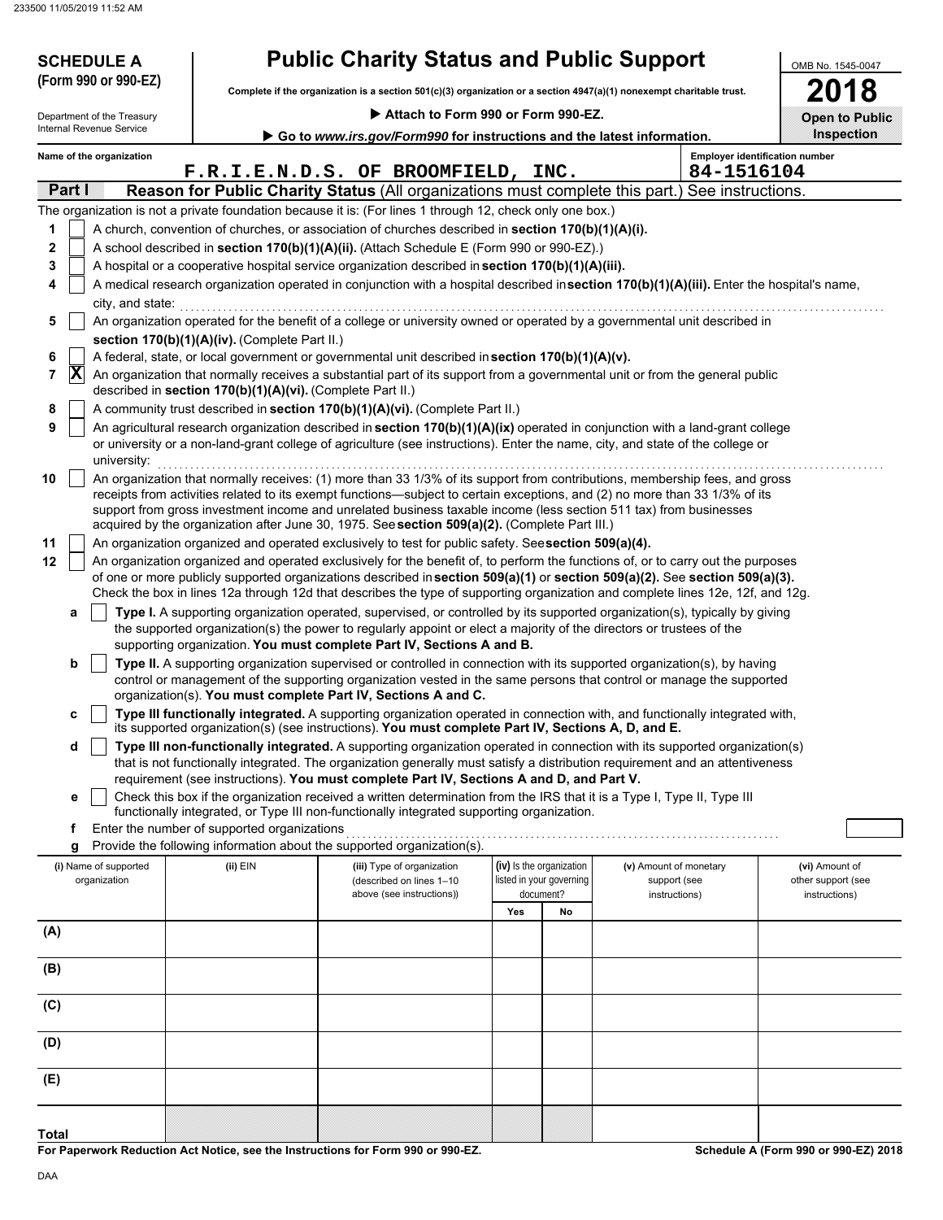233500 11/05/2019 11:52 AM

**SCHEDULE A (Form 990 or 990-EZ)**

Department of the Treasury
Internal Revenue Service

# Public Charity Status and Public Support

**Complete if the organization is a section 501(c)(3) organization or a section 4947(a)(1) nonexempt charitable trust.**

▶ **Attach to Form 990 or Form 990-EZ.**

▶ **Go to *www.irs.gov/Form990* for instructions and the latest information.**

OMB No. 1545-0047

**2018**

**Open to Public Inspection**

Name of the organization: F.R.I.E.N.D.S. OF BROOMFIELD, INC.

Employer identification number: 84-1516104

**Part I — Reason for Public Charity Status** (All organizations must complete this part.) See instructions.

The organization is not a private foundation because it is: (For lines 1 through 12, check only one box.)

1 [ ] A church, convention of churches, or association of churches described in **section 170(b)(1)(A)(i).**

2 [ ] A school described in **section 170(b)(1)(A)(ii).** (Attach Schedule E (Form 990 or 990-EZ).)

3 [ ] A hospital or a cooperative hospital service organization described in **section 170(b)(1)(A)(iii).**

4 [ ] A medical research organization operated in conjunction with a hospital described in **section 170(b)(1)(A)(iii).** Enter the hospital's name, city, and state:

5 [ ] An organization operated for the benefit of a college or university owned or operated by a governmental unit described in **section 170(b)(1)(A)(iv).** (Complete Part II.)

6 [ ] A federal, state, or local government or governmental unit described in **section 170(b)(1)(A)(v).**

7 [X] An organization that normally receives a substantial part of its support from a governmental unit or from the general public described in **section 170(b)(1)(A)(vi).** (Complete Part II.)

8 [ ] A community trust described in **section 170(b)(1)(A)(vi).** (Complete Part II.)

9 [ ] An agricultural research organization described in **section 170(b)(1)(A)(ix)** operated in conjunction with a land-grant college or university or a non-land-grant college of agriculture (see instructions). Enter the name, city, and state of the college or university:

10 [ ] An organization that normally receives: (1) more than 33 1/3% of its support from contributions, membership fees, and gross receipts from activities related to its exempt functions—subject to certain exceptions, and (2) no more than 33 1/3% of its support from gross investment income and unrelated business taxable income (less section 511 tax) from businesses acquired by the organization after June 30, 1975. See **section 509(a)(2).** (Complete Part III.)

11 [ ] An organization organized and operated exclusively to test for public safety. See **section 509(a)(4).**

12 [ ] An organization organized and operated exclusively for the benefit of, to perform the functions of, or to carry out the purposes of one or more publicly supported organizations described in **section 509(a)(1)** or **section 509(a)(2).** See **section 509(a)(3).** Check the box in lines 12a through 12d that describes the type of supporting organization and complete lines 12e, 12f, and 12g.

a [ ] **Type I.** A supporting organization operated, supervised, or controlled by its supported organization(s), typically by giving the supported organization(s) the power to regularly appoint or elect a majority of the directors or trustees of the supporting organization. **You must complete Part IV, Sections A and B.**

b [ ] **Type II.** A supporting organization supervised or controlled in connection with its supported organization(s), by having control or management of the supporting organization vested in the same persons that control or manage the supported organization(s). **You must complete Part IV, Sections A and C.**

c [ ] **Type III functionally integrated.** A supporting organization operated in connection with, and functionally integrated with, its supported organization(s) (see instructions). **You must complete Part IV, Sections A, D, and E.**

d [ ] **Type III non-functionally integrated.** A supporting organization operated in connection with its supported organization(s) that is not functionally integrated. The organization generally must satisfy a distribution requirement and an attentiveness requirement (see instructions). **You must complete Part IV, Sections A and D, and Part V.**

e [ ] Check this box if the organization received a written determination from the IRS that it is a Type I, Type II, Type III functionally integrated, or Type III non-functionally integrated supporting organization.

f Enter the number of supported organizations

g Provide the following information about the supported organization(s).

| (i) Name of supported organization | (ii) EIN | (iii) Type of organization (described on lines 1–10 above (see instructions)) | (iv) Is the organization listed in your governing document? | | (v) Amount of monetary support (see instructions) | (vi) Amount of other support (see instructions) |
|---|---|---|---|---|---|---|
| | | | Yes | No | | |
| (A) | | | | | | |
| (B) | | | | | | |
| (C) | | | | | | |
| (D) | | | | | | |
| (E) | | | | | | |
| Total | | | | | | |

**For Paperwork Reduction Act Notice, see the Instructions for Form 990 or 990-EZ.**

**Schedule A (Form 990 or 990-EZ) 2018**

DAA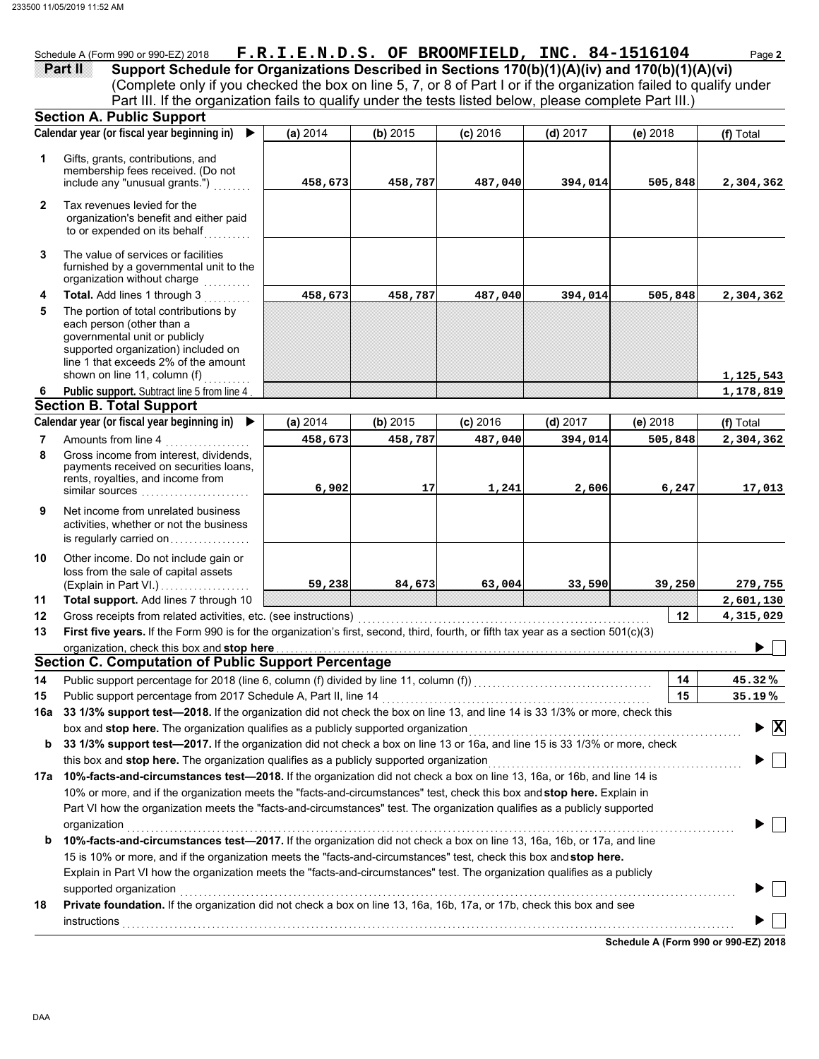Schedule A (Form 990 or 990-EZ) 2018 **F.R.I.E.N.D.S. OF BROOMFIELD, INC. 84-1516104**

## Part II Support Schedule for Organizations Described in Sections 170(b)(1)(A)(iv) and 170(b)(1)(A)(vi)

(Complete only if you checked the box on line 5, 7, or 8 of Part I or if the organization failed to qualify under Part III. If the organization fails to qualify under the tests listed below, please complete Part III.)

### Section A. Public Support

| | Calendar year (or fiscal year beginning in) ▶ | (a) 2014 | (b) 2015 | (c) 2016 | (d) 2017 | (e) 2018 | (f) Total |
|---|---|---|---|---|---|---|---|
| 1 | Gifts, grants, contributions, and membership fees received. (Do not include any "unusual grants.") | 458,673 | 458,787 | 487,040 | 394,014 | 505,848 | 2,304,362 |
| 2 | Tax revenues levied for the organization's benefit and either paid to or expended on its behalf | | | | | | |
| 3 | The value of services or facilities furnished by a governmental unit to the organization without charge | | | | | | |
| 4 | **Total.** Add lines 1 through 3 | 458,673 | 458,787 | 487,040 | 394,014 | 505,848 | 2,304,362 |
| 5 | The portion of total contributions by each person (other than a governmental unit or publicly supported organization) included on line 1 that exceeds 2% of the amount shown on line 11, column (f) | | | | | | 1,125,543 |
| 6 | **Public support.** Subtract line 5 from line 4 | | | | | | 1,178,819 |

### Section B. Total Support

| | Calendar year (or fiscal year beginning in) ▶ | (a) 2014 | (b) 2015 | (c) 2016 | (d) 2017 | (e) 2018 | (f) Total |
|---|---|---|---|---|---|---|---|
| 7 | Amounts from line 4 | 458,673 | 458,787 | 487,040 | 394,014 | 505,848 | 2,304,362 |
| 8 | Gross income from interest, dividends, payments received on securities loans, rents, royalties, and income from similar sources | 6,902 | 17 | 1,241 | 2,606 | 6,247 | 17,013 |
| 9 | Net income from unrelated business activities, whether or not the business is regularly carried on | | | | | | |
| 10 | Other income. Do not include gain or loss from the sale of capital assets (Explain in Part VI.) | 59,238 | 84,673 | 63,004 | 33,590 | 39,250 | 279,755 |
| 11 | **Total support.** Add lines 7 through 10 | | | | | | 2,601,130 |
| 12 | Gross receipts from related activities, etc. (see instructions) | | | | | 12 | 4,315,029 |

**13** **First five years.** If the Form 990 is for the organization's first, second, third, fourth, or fifth tax year as a section 501(c)(3) organization, check this box and **stop here** ▶ ☐

### Section C. Computation of Public Support Percentage

| | | | |
|---|---|---|---|
| 14 | Public support percentage for 2018 (line 6, column (f) divided by line 11, column (f)) | 14 | 45.32 % |
| 15 | Public support percentage from 2017 Schedule A, Part II, line 14 | 15 | 35.19 % |

**16a** **33 1/3% support test—2018.** If the organization did not check the box on line 13, and line 14 is 33 1/3% or more, check this box and **stop here.** The organization qualifies as a publicly supported organization ▶ ☒

**b** **33 1/3% support test—2017.** If the organization did not check a box on line 13 or 16a, and line 15 is 33 1/3% or more, check this box and **stop here.** The organization qualifies as a publicly supported organization ▶ ☐

**17a** **10%-facts-and-circumstances test—2018.** If the organization did not check a box on line 13, 16a, or 16b, and line 14 is 10% or more, and if the organization meets the "facts-and-circumstances" test, check this box and **stop here.** Explain in Part VI how the organization meets the "facts-and-circumstances" test. The organization qualifies as a publicly supported organization ▶ ☐

**b** **10%-facts-and-circumstances test—2017.** If the organization did not check a box on line 13, 16a, 16b, or 17a, and line 15 is 10% or more, and if the organization meets the "facts-and-circumstances" test, check this box and **stop here.** Explain in Part VI how the organization meets the "facts-and-circumstances" test. The organization qualifies as a publicly supported organization ▶ ☐

**18** **Private foundation.** If the organization did not check a box on line 13, 16a, 16b, 17a, or 17b, check this box and see instructions ▶ ☐

**Schedule A (Form 990 or 990-EZ) 2018**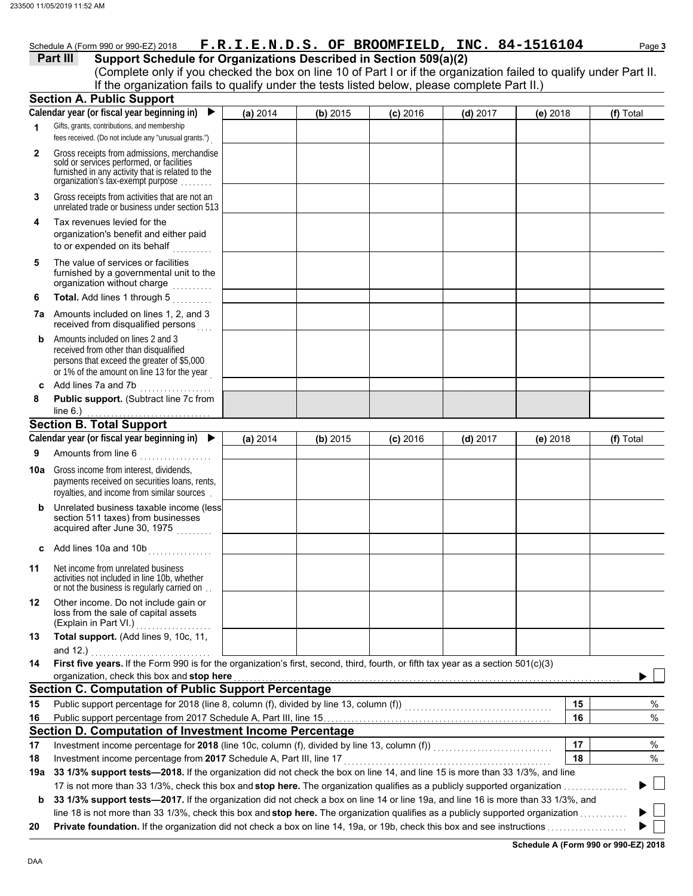Schedule A (Form 990 or 990-EZ) 2018 **F.R.I.E.N.D.S. OF BROOMFIELD, INC. 84-1516104** Page **3**

## Part III Support Schedule for Organizations Described in Section 509(a)(2)

(Complete only if you checked the box on line 10 of Part I or if the organization failed to qualify under Part II. If the organization fails to qualify under the tests listed below, please complete Part II.)

### Section A. Public Support

| Calendar year (or fiscal year beginning in) ▶ | (a) 2014 | (b) 2015 | (c) 2016 | (d) 2017 | (e) 2018 | (f) Total |
|---|---|---|---|---|---|---|
| **1** Gifts, grants, contributions, and membership fees received. (Do not include any "unusual grants.") | | | | | | |
| **2** Gross receipts from admissions, merchandise sold or services performed, or facilities furnished in any activity that is related to the organization's tax-exempt purpose | | | | | | |
| **3** Gross receipts from activities that are not an unrelated trade or business under section 513 | | | | | | |
| **4** Tax revenues levied for the organization's benefit and either paid to or expended on its behalf | | | | | | |
| **5** The value of services or facilities furnished by a governmental unit to the organization without charge | | | | | | |
| **6** **Total.** Add lines 1 through 5 | | | | | | |
| **7a** Amounts included on lines 1, 2, and 3 received from disqualified persons | | | | | | |
| **b** Amounts included on lines 2 and 3 received from other than disqualified persons that exceed the greater of $5,000 or 1% of the amount on line 13 for the year | | | | | | |
| **c** Add lines 7a and 7b | | | | | | |
| **8** **Public support.** (Subtract line 7c from line 6.) | | | | | | |

### Section B. Total Support

| Calendar year (or fiscal year beginning in) ▶ | (a) 2014 | (b) 2015 | (c) 2016 | (d) 2017 | (e) 2018 | (f) Total |
|---|---|---|---|---|---|---|
| **9** Amounts from line 6 | | | | | | |
| **10a** Gross income from interest, dividends, payments received on securities loans, rents, royalties, and income from similar sources | | | | | | |
| **b** Unrelated business taxable income (less section 511 taxes) from businesses acquired after June 30, 1975 | | | | | | |
| **c** Add lines 10a and 10b | | | | | | |
| **11** Net income from unrelated business activities not included in line 10b, whether or not the business is regularly carried on | | | | | | |
| **12** Other income. Do not include gain or loss from the sale of capital assets (Explain in Part VI.) | | | | | | |
| **13** **Total support.** (Add lines 9, 10c, 11, and 12.) | | | | | | |

**14** **First five years.** If the Form 990 is for the organization's first, second, third, fourth, or fifth tax year as a section 501(c)(3) organization, check this box and **stop here** ▶ ☐

### Section C. Computation of Public Support Percentage

| | | | |
|---|---|---|---|
| **15** | Public support percentage for 2018 (line 8, column (f), divided by line 13, column (f)) | **15** | % |
| **16** | Public support percentage from 2017 Schedule A, Part III, line 15 | **16** | % |

### Section D. Computation of Investment Income Percentage

| | | | |
|---|---|---|---|
| **17** | Investment income percentage for **2018** (line 10c, column (f), divided by line 13, column (f)) | **17** | % |
| **18** | Investment income percentage from **2017** Schedule A, Part III, line 17 | **18** | % |

**19a** **33 1/3% support tests—2018.** If the organization did not check the box on line 14, and line 15 is more than 33 1/3%, and line 17 is not more than 33 1/3%, check this box and **stop here.** The organization qualifies as a publicly supported organization ▶ ☐

**b** **33 1/3% support tests—2017.** If the organization did not check a box on line 14 or line 19a, and line 16 is more than 33 1/3%, and line 18 is not more than 33 1/3%, check this box and **stop here.** The organization qualifies as a publicly supported organization ▶ ☐

**20** **Private foundation.** If the organization did not check a box on line 14, 19a, or 19b, check this box and see instructions ▶ ☐

**Schedule A (Form 990 or 990-EZ) 2018**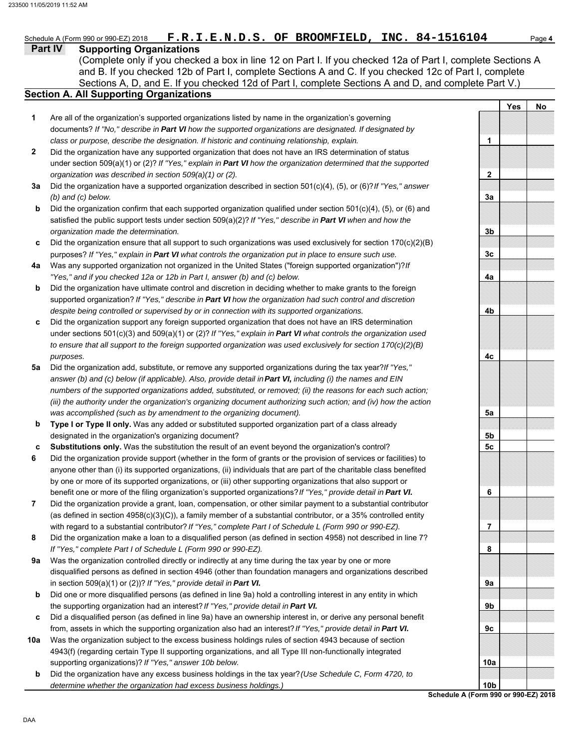Schedule A (Form 990 or 990-EZ) 2018 **F.R.I.E.N.D.S. OF BROOMFIELD, INC. 84-1516104**

## Part IV Supporting Organizations

(Complete only if you checked a box in line 12 on Part I. If you checked 12a of Part I, complete Sections A and B. If you checked 12b of Part I, complete Sections A and C. If you checked 12c of Part I, complete Sections A, D, and E. If you checked 12d of Part I, complete Sections A and D, and complete Part V.)

### Section A. All Supporting Organizations

| | | | Yes | No |
|---|---|---|---|---|
| **1** | Are all of the organization's supported organizations listed by name in the organization's governing documents? *If "No," describe in **Part VI** how the supported organizations are designated. If designated by class or purpose, describe the designation. If historic and continuing relationship, explain.* | 1 | | |
| **2** | Did the organization have any supported organization that does not have an IRS determination of status under section 509(a)(1) or (2)? *If "Yes," explain in **Part VI** how the organization determined that the supported organization was described in section 509(a)(1) or (2).* | 2 | | |
| **3a** | Did the organization have a supported organization described in section 501(c)(4), (5), or (6)? *If "Yes," answer (b) and (c) below.* | 3a | | |
| **b** | Did the organization confirm that each supported organization qualified under section 501(c)(4), (5), or (6) and satisfied the public support tests under section 509(a)(2)? *If "Yes," describe in **Part VI** when and how the organization made the determination.* | 3b | | |
| **c** | Did the organization ensure that all support to such organizations was used exclusively for section 170(c)(2)(B) purposes? *If "Yes," explain in **Part VI** what controls the organization put in place to ensure such use.* | 3c | | |
| **4a** | Was any supported organization not organized in the United States ("foreign supported organization")? *If "Yes," and if you checked 12a or 12b in Part I, answer (b) and (c) below.* | 4a | | |
| **b** | Did the organization have ultimate control and discretion in deciding whether to make grants to the foreign supported organization? *If "Yes," describe in **Part VI** how the organization had such control and discretion despite being controlled or supervised by or in connection with its supported organizations.* | 4b | | |
| **c** | Did the organization support any foreign supported organization that does not have an IRS determination under sections 501(c)(3) and 509(a)(1) or (2)? *If "Yes," explain in **Part VI** what controls the organization used to ensure that all support to the foreign supported organization was used exclusively for section 170(c)(2)(B) purposes.* | 4c | | |
| **5a** | Did the organization add, substitute, or remove any supported organizations during the tax year? *If "Yes," answer (b) and (c) below (if applicable). Also, provide detail in **Part VI,** including (i) the names and EIN numbers of the supported organizations added, substituted, or removed; (ii) the reasons for each such action; (iii) the authority under the organization's organizing document authorizing such action; and (iv) how the action was accomplished (such as by amendment to the organizing document).* | 5a | | |
| **b** | **Type I or Type II only.** Was any added or substituted supported organization part of a class already designated in the organization's organizing document? | 5b | | |
| **c** | **Substitutions only.** Was the substitution the result of an event beyond the organization's control? | 5c | | |
| **6** | Did the organization provide support (whether in the form of grants or the provision of services or facilities) to anyone other than (i) its supported organizations, (ii) individuals that are part of the charitable class benefited by one or more of its supported organizations, or (iii) other supporting organizations that also support or benefit one or more of the filing organization's supported organizations? *If "Yes," provide detail in **Part VI.*** | 6 | | |
| **7** | Did the organization provide a grant, loan, compensation, or other similar payment to a substantial contributor (as defined in section 4958(c)(3)(C)), a family member of a substantial contributor, or a 35% controlled entity with regard to a substantial contributor? *If "Yes," complete Part I of Schedule L (Form 990 or 990-EZ).* | 7 | | |
| **8** | Did the organization make a loan to a disqualified person (as defined in section 4958) not described in line 7? *If "Yes," complete Part I of Schedule L (Form 990 or 990-EZ).* | 8 | | |
| **9a** | Was the organization controlled directly or indirectly at any time during the tax year by one or more disqualified persons as defined in section 4946 (other than foundation managers and organizations described in section 509(a)(1) or (2))? *If "Yes," provide detail in **Part VI.*** | 9a | | |
| **b** | Did one or more disqualified persons (as defined in line 9a) hold a controlling interest in any entity in which the supporting organization had an interest? *If "Yes," provide detail in **Part VI.*** | 9b | | |
| **c** | Did a disqualified person (as defined in line 9a) have an ownership interest in, or derive any personal benefit from, assets in which the supporting organization also had an interest? *If "Yes," provide detail in **Part VI.*** | 9c | | |
| **10a** | Was the organization subject to the excess business holdings rules of section 4943 because of section 4943(f) (regarding certain Type II supporting organizations, and all Type III non-functionally integrated supporting organizations)? *If "Yes," answer 10b below.* | 10a | | |
| **b** | Did the organization have any excess business holdings in the tax year? *(Use Schedule C, Form 4720, to determine whether the organization had excess business holdings.)* | 10b | | |

**Schedule A (Form 990 or 990-EZ) 2018**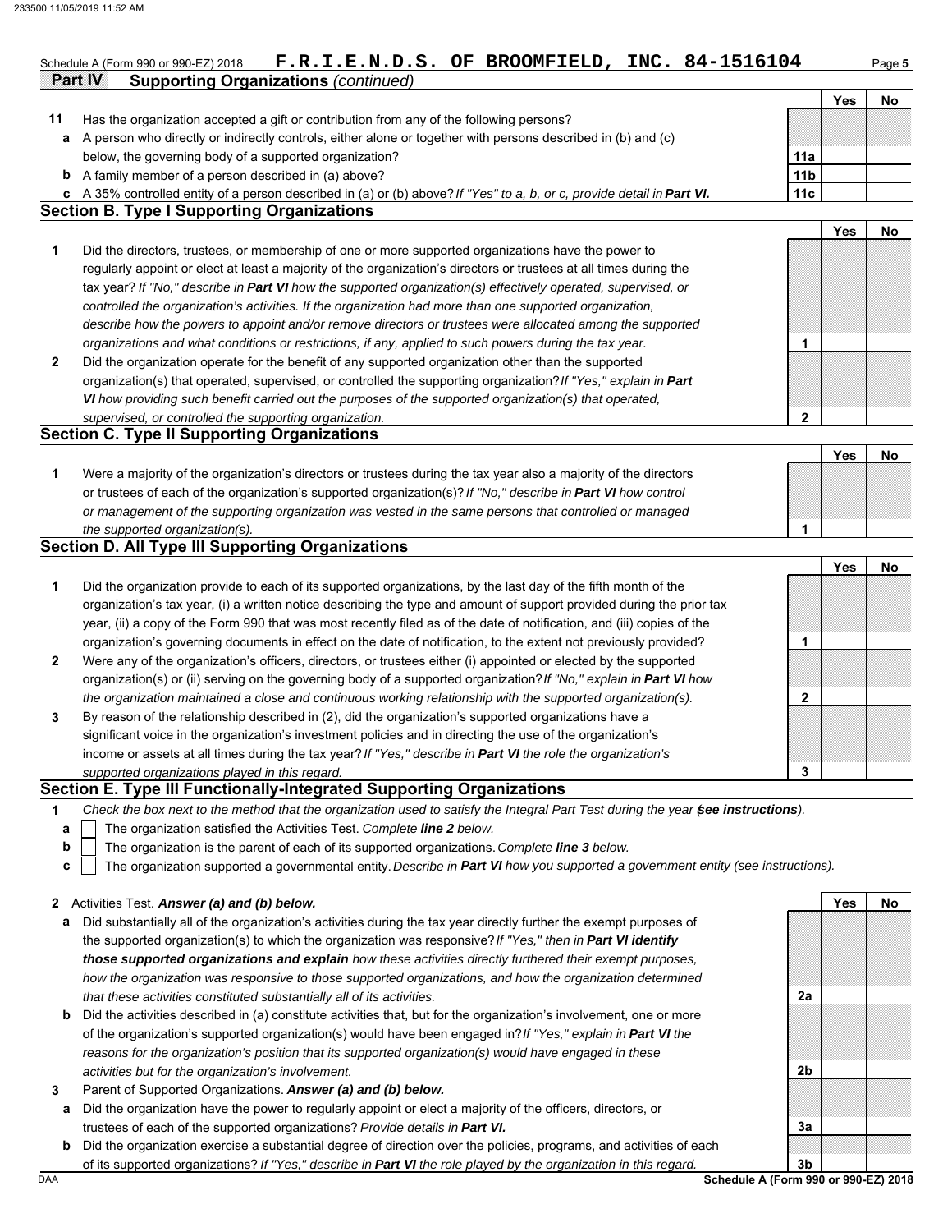Schedule A (Form 990 or 990-EZ) 2018 **F.R.I.E.N.D.S. OF BROOMFIELD, INC. 84-1516104**

## Part IV Supporting Organizations *(continued)*

| | | | Yes | No |
|---|---|---|---|---|
| **11** | Has the organization accepted a gift or contribution from any of the following persons? | | | |
| **a** | A person who directly or indirectly controls, either alone or together with persons described in (b) and (c) below, the governing body of a supported organization? | 11a | | |
| **b** | A family member of a person described in (a) above? | 11b | | |
| **c** | A 35% controlled entity of a person described in (a) or (b) above? *If "Yes" to a, b, or c, provide detail in* ***Part VI.*** | 11c | | |

### Section B. Type I Supporting Organizations

| | | | Yes | No |
|---|---|---|---|---|
| **1** | Did the directors, trustees, or membership of one or more supported organizations have the power to regularly appoint or elect at least a majority of the organization's directors or trustees at all times during the tax year? *If "No," describe in* ***Part VI*** *how the supported organization(s) effectively operated, supervised, or controlled the organization's activities. If the organization had more than one supported organization, describe how the powers to appoint and/or remove directors or trustees were allocated among the supported organizations and what conditions or restrictions, if any, applied to such powers during the tax year.* | 1 | | |
| **2** | Did the organization operate for the benefit of any supported organization other than the supported organization(s) that operated, supervised, or controlled the supporting organization? *If "Yes," explain in* ***Part VI*** *how providing such benefit carried out the purposes of the supported organization(s) that operated, supervised, or controlled the supporting organization.* | 2 | | |

### Section C. Type II Supporting Organizations

| | | | Yes | No |
|---|---|---|---|---|
| **1** | Were a majority of the organization's directors or trustees during the tax year also a majority of the directors or trustees of each of the organization's supported organization(s)? *If "No," describe in* ***Part VI*** *how control or management of the supporting organization was vested in the same persons that controlled or managed the supported organization(s).* | 1 | | |

### Section D. All Type III Supporting Organizations

| | | | Yes | No |
|---|---|---|---|---|
| **1** | Did the organization provide to each of its supported organizations, by the last day of the fifth month of the organization's tax year, (i) a written notice describing the type and amount of support provided during the prior tax year, (ii) a copy of the Form 990 that was most recently filed as of the date of notification, and (iii) copies of the organization's governing documents in effect on the date of notification, to the extent not previously provided? | 1 | | |
| **2** | Were any of the organization's officers, directors, or trustees either (i) appointed or elected by the supported organization(s) or (ii) serving on the governing body of a supported organization? *If "No," explain in* ***Part VI*** *how the organization maintained a close and continuous working relationship with the supported organization(s).* | 2 | | |
| **3** | By reason of the relationship described in (2), did the organization's supported organizations have a significant voice in the organization's investment policies and in directing the use of the organization's income or assets at all times during the tax year? *If "Yes," describe in* ***Part VI*** *the role the organization's supported organizations played in this regard.* | 3 | | |

### Section E. Type III Functionally-Integrated Supporting Organizations

**1** *Check the box next to the method that the organization used to satisfy the Integral Part Test during the year (****see instructions****).*

- **a** ☐ The organization satisfied the Activities Test. *Complete* ***line 2*** *below.*
- **b** ☐ The organization is the parent of each of its supported organizations. *Complete* ***line 3*** *below.*
- **c** ☐ The organization supported a governmental entity. *Describe in* ***Part VI*** *how you supported a government entity (see instructions).*

| | | | Yes | No |
|---|---|---|---|---|
| **2** | Activities Test. ***Answer (a) and (b) below.*** | | | |
| **a** | Did substantially all of the organization's activities during the tax year directly further the exempt purposes of the supported organization(s) to which the organization was responsive? *If "Yes," then in* ***Part VI identify those supported organizations and explain*** *how these activities directly furthered their exempt purposes, how the organization was responsive to those supported organizations, and how the organization determined that these activities constituted substantially all of its activities.* | 2a | | |
| **b** | Did the activities described in (a) constitute activities that, but for the organization's involvement, one or more of the organization's supported organization(s) would have been engaged in? *If "Yes," explain in* ***Part VI*** *the reasons for the organization's position that its supported organization(s) would have engaged in these activities but for the organization's involvement.* | 2b | | |
| **3** | Parent of Supported Organizations. ***Answer (a) and (b) below.*** | | | |
| **a** | Did the organization have the power to regularly appoint or elect a majority of the officers, directors, or trustees of each of the supported organizations? *Provide details in* ***Part VI.*** | 3a | | |
| **b** | Did the organization exercise a substantial degree of direction over the policies, programs, and activities of each of its supported organizations? *If "Yes," describe in* ***Part VI*** *the role played by the organization in this regard.* | 3b | | |

DAA **Schedule A (Form 990 or 990-EZ) 2018**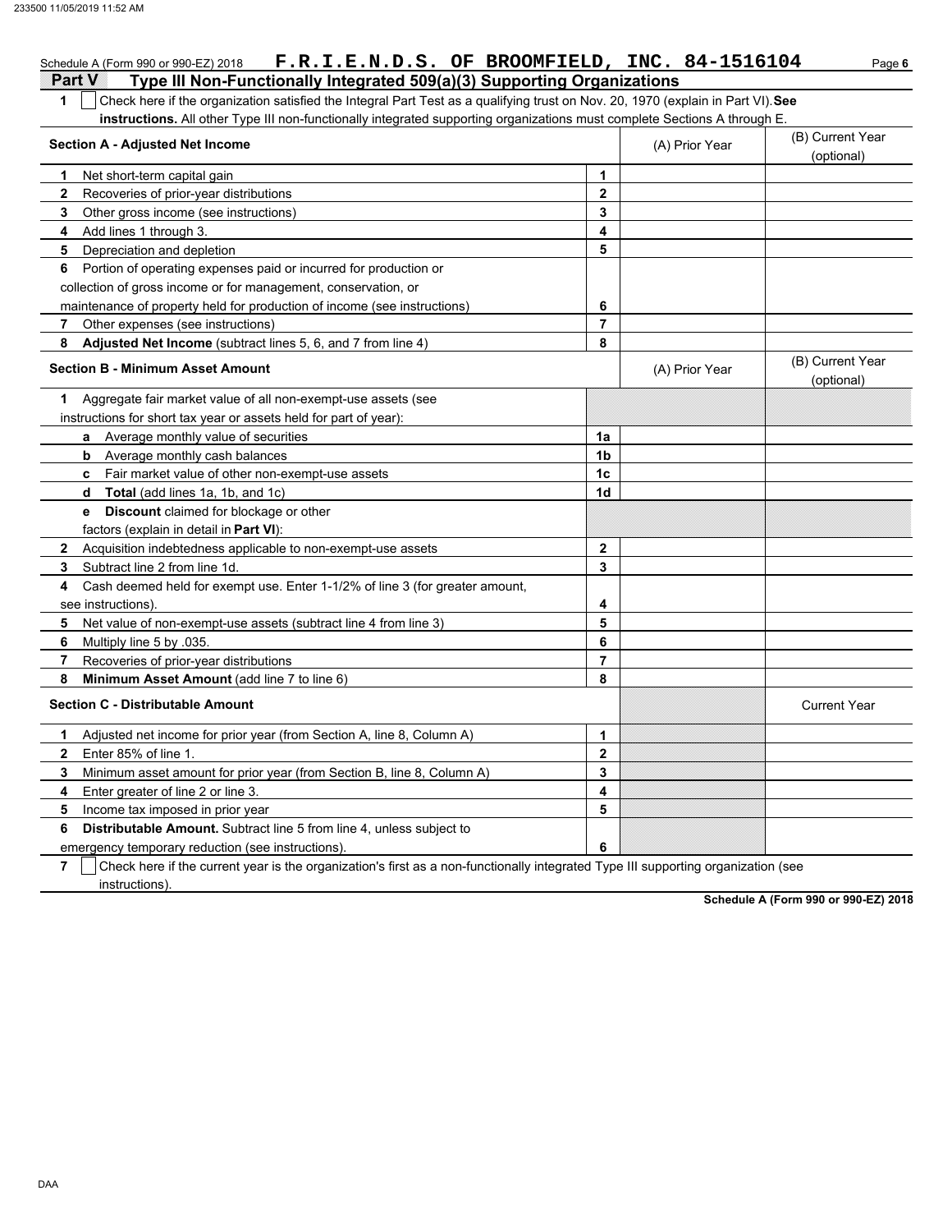Schedule A (Form 990 or 990-EZ) 2018 **F.R.I.E.N.D.S. OF BROOMFIELD, INC. 84-1516104**

## Part V Type III Non-Functionally Integrated 509(a)(3) Supporting Organizations

**1** ☐ Check here if the organization satisfied the Integral Part Test as a qualifying trust on Nov. 20, 1970 (explain in Part VI). **See instructions.** All other Type III non-functionally integrated supporting organizations must complete Sections A through E.

| Section A - Adjusted Net Income | | (A) Prior Year | (B) Current Year (optional) |
|---|---|---|---|
| **1** Net short-term capital gain | 1 | | |
| **2** Recoveries of prior-year distributions | 2 | | |
| **3** Other gross income (see instructions) | 3 | | |
| **4** Add lines 1 through 3. | 4 | | |
| **5** Depreciation and depletion | 5 | | |
| **6** Portion of operating expenses paid or incurred for production or collection of gross income or for management, conservation, or maintenance of property held for production of income (see instructions) | 6 | | |
| **7** Other expenses (see instructions) | 7 | | |
| **8** **Adjusted Net Income** (subtract lines 5, 6, and 7 from line 4) | 8 | | |

| Section B - Minimum Asset Amount | | (A) Prior Year | (B) Current Year (optional) |
|---|---|---|---|
| **1** Aggregate fair market value of all non-exempt-use assets (see instructions for short tax year or assets held for part of year): | | | |
| **a** Average monthly value of securities | 1a | | |
| **b** Average monthly cash balances | 1b | | |
| **c** Fair market value of other non-exempt-use assets | 1c | | |
| **d** **Total** (add lines 1a, 1b, and 1c) | 1d | | |
| **e** **Discount** claimed for blockage or other factors (explain in detail in **Part VI**): | | | |
| **2** Acquisition indebtedness applicable to non-exempt-use assets | 2 | | |
| **3** Subtract line 2 from line 1d. | 3 | | |
| **4** Cash deemed held for exempt use. Enter 1-1/2% of line 3 (for greater amount, see instructions). | 4 | | |
| **5** Net value of non-exempt-use assets (subtract line 4 from line 3) | 5 | | |
| **6** Multiply line 5 by .035. | 6 | | |
| **7** Recoveries of prior-year distributions | 7 | | |
| **8** **Minimum Asset Amount** (add line 7 to line 6) | 8 | | |

| Section C - Distributable Amount | | | Current Year |
|---|---|---|---|
| **1** Adjusted net income for prior year (from Section A, line 8, Column A) | 1 | | |
| **2** Enter 85% of line 1. | 2 | | |
| **3** Minimum asset amount for prior year (from Section B, line 8, Column A) | 3 | | |
| **4** Enter greater of line 2 or line 3. | 4 | | |
| **5** Income tax imposed in prior year | 5 | | |
| **6** **Distributable Amount.** Subtract line 5 from line 4, unless subject to emergency temporary reduction (see instructions). | 6 | | |

**7** ☐ Check here if the current year is the organization's first as a non-functionally integrated Type III supporting organization (see instructions).

**Schedule A (Form 990 or 990-EZ) 2018**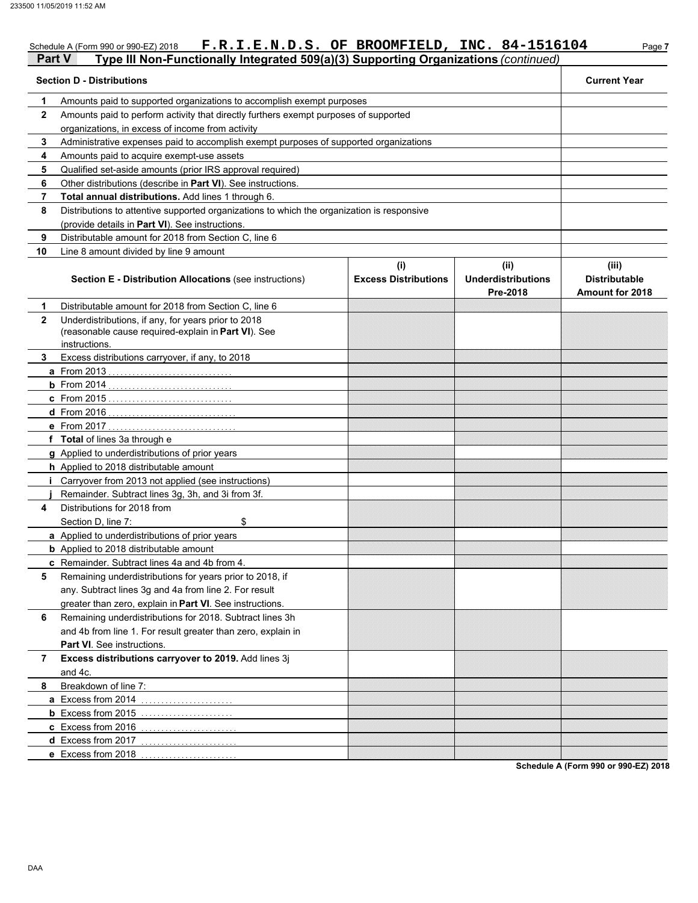Schedule A (Form 990 or 990-EZ) 2018 **F.R.I.E.N.D.S. OF BROOMFIELD, INC. 84-1516104**

## Part V Type III Non-Functionally Integrated 509(a)(3) Supporting Organizations *(continued)*

| | Section D - Distributions | Current Year |
|---|---|---|
| 1 | Amounts paid to supported organizations to accomplish exempt purposes | |
| 2 | Amounts paid to perform activity that directly furthers exempt purposes of supported organizations, in excess of income from activity | |
| 3 | Administrative expenses paid to accomplish exempt purposes of supported organizations | |
| 4 | Amounts paid to acquire exempt-use assets | |
| 5 | Qualified set-aside amounts (prior IRS approval required) | |
| 6 | Other distributions (describe in **Part VI**). See instructions. | |
| 7 | **Total annual distributions.** Add lines 1 through 6. | |
| 8 | Distributions to attentive supported organizations to which the organization is responsive (provide details in **Part VI**). See instructions. | |
| 9 | Distributable amount for 2018 from Section C, line 6 | |
| 10 | Line 8 amount divided by line 9 amount | |

| | Section E - Distribution Allocations (see instructions) | (i) Excess Distributions | (ii) Underdistributions Pre-2018 | (iii) Distributable Amount for 2018 |
|---|---|---|---|---|
| 1 | Distributable amount for 2018 from Section C, line 6 | | | |
| 2 | Underdistributions, if any, for years prior to 2018 (reasonable cause required-explain in **Part VI**). See instructions. | | | |
| 3 | Excess distributions carryover, if any, to 2018 | | | |
| a | From 2013 | | | |
| b | From 2014 | | | |
| c | From 2015 | | | |
| d | From 2016 | | | |
| e | From 2017 | | | |
| f | **Total** of lines 3a through e | | | |
| g | Applied to underdistributions of prior years | | | |
| h | Applied to 2018 distributable amount | | | |
| i | Carryover from 2013 not applied (see instructions) | | | |
| j | Remainder. Subtract lines 3g, 3h, and 3i from 3f. | | | |
| 4 | Distributions for 2018 from Section D, line 7: $ | | | |
| a | Applied to underdistributions of prior years | | | |
| b | Applied to 2018 distributable amount | | | |
| c | Remainder. Subtract lines 4a and 4b from 4. | | | |
| 5 | Remaining underdistributions for years prior to 2018, if any. Subtract lines 3g and 4a from line 2. For result greater than zero, explain in **Part VI**. See instructions. | | | |
| 6 | Remaining underdistributions for 2018. Subtract lines 3h and 4b from line 1. For result greater than zero, explain in **Part VI**. See instructions. | | | |
| 7 | **Excess distributions carryover to 2019.** Add lines 3j and 4c. | | | |
| 8 | Breakdown of line 7: | | | |
| a | Excess from 2014 | | | |
| b | Excess from 2015 | | | |
| c | Excess from 2016 | | | |
| d | Excess from 2017 | | | |
| e | Excess from 2018 | | | |

**Schedule A (Form 990 or 990-EZ) 2018**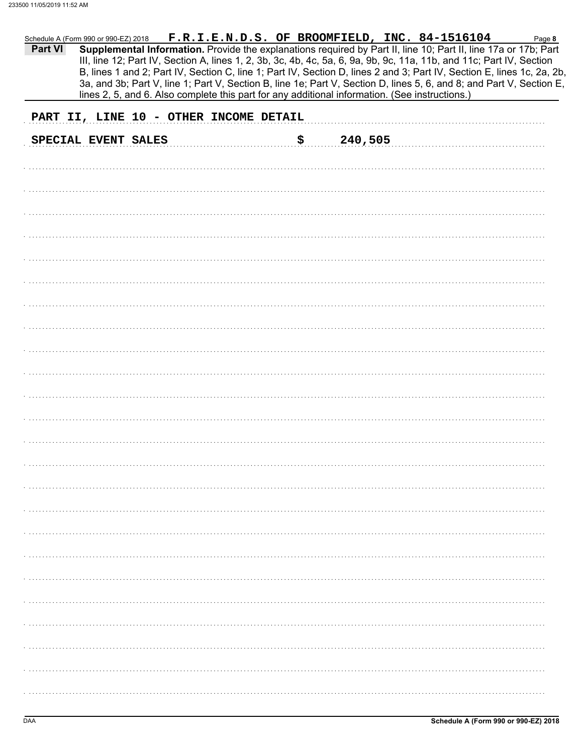Schedule A (Form 990 or 990-EZ) 2018 **F.R.I.E.N.D.S. OF BROOMFIELD, INC. 84-1516104**

**Part VI** **Supplemental Information.** Provide the explanations required by Part II, line 10; Part II, line 17a or 17b; Part III, line 12; Part IV, Section A, lines 1, 2, 3b, 3c, 4b, 4c, 5a, 6, 9a, 9b, 9c, 11a, 11b, and 11c; Part IV, Section B, lines 1 and 2; Part IV, Section C, line 1; Part IV, Section D, lines 2 and 3; Part IV, Section E, lines 1c, 2a, 2b, 3a, and 3b; Part V, line 1; Part V, Section B, line 1e; Part V, Section D, lines 5, 6, and 8; and Part V, Section E, lines 2, 5, and 6. Also complete this part for any additional information. (See instructions.)

PART II, LINE 10 - OTHER INCOME DETAIL

SPECIAL EVENT SALES $ 240,505

DAA **Schedule A (Form 990 or 990-EZ) 2018**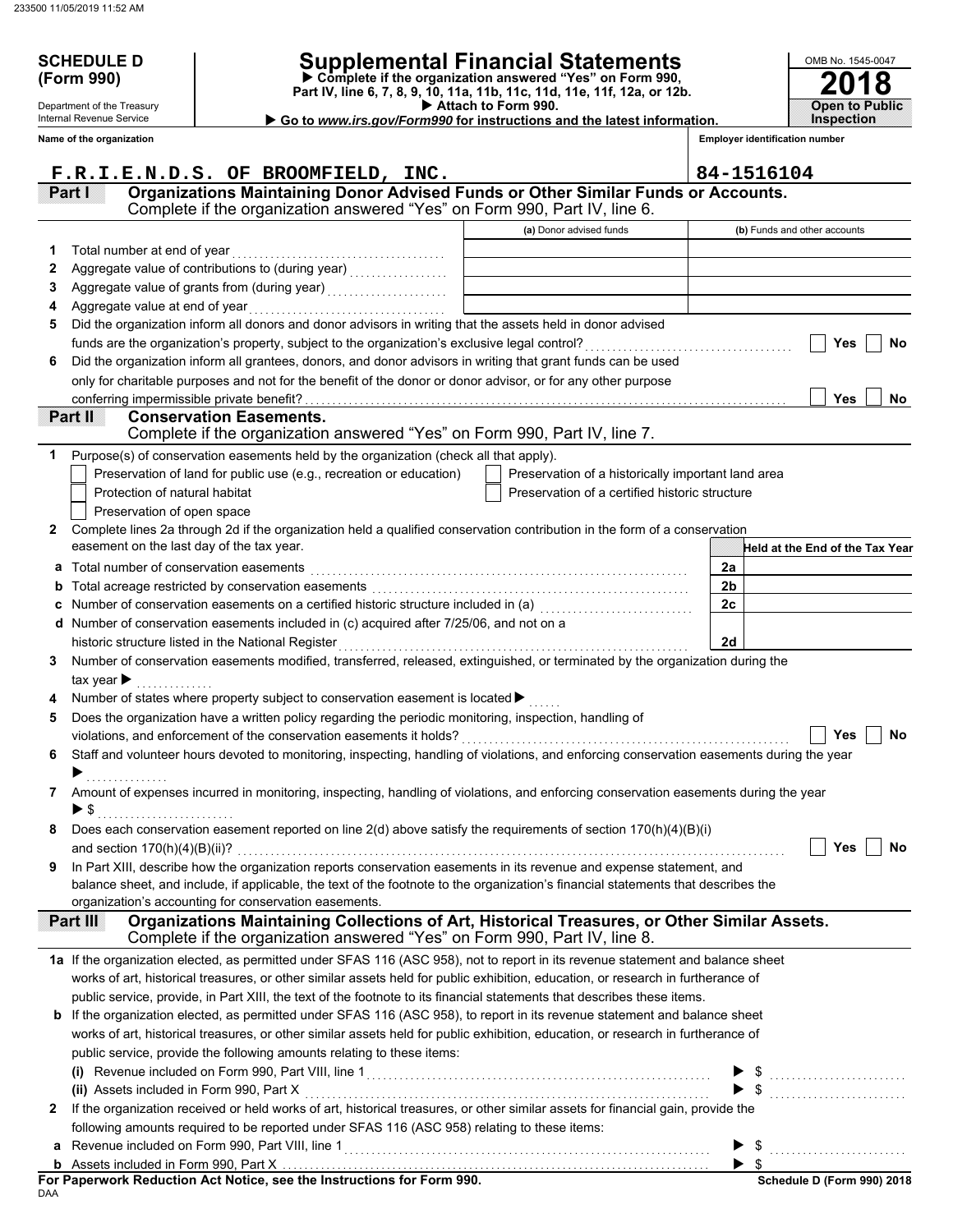**SCHEDULE D (Form 990)**

Department of the Treasury
Internal Revenue Service

# Supplemental Financial Statements

▶ Complete if the organization answered "Yes" on Form 990, Part IV, line 6, 7, 8, 9, 10, 11a, 11b, 11c, 11d, 11e, 11f, 12a, or 12b.
▶ Attach to Form 990.
▶ Go to *www.irs.gov/Form990* for instructions and the latest information.

OMB No. 1545-0047

**2018**

**Open to Public Inspection**

**Name of the organization:** F.R.I.E.N.D.S. OF BROOMFIELD, INC.

**Employer identification number:** 84-1516104

## Part I Organizations Maintaining Donor Advised Funds or Other Similar Funds or Accounts.

Complete if the organization answered "Yes" on Form 990, Part IV, line 6.

| | | (a) Donor advised funds | (b) Funds and other accounts |
|---|---|---|---|
| 1 | Total number at end of year | | |
| 2 | Aggregate value of contributions to (during year) | | |
| 3 | Aggregate value of grants from (during year) | | |
| 4 | Aggregate value at end of year | | |

5 Did the organization inform all donors and donor advisors in writing that the assets held in donor advised funds are the organization's property, subject to the organization's exclusive legal control? ☐ Yes ☐ No

6 Did the organization inform all grantees, donors, and donor advisors in writing that grant funds can be used only for charitable purposes and not for the benefit of the donor or donor advisor, or for any other purpose conferring impermissible private benefit? ☐ Yes ☐ No

## Part II Conservation Easements.

Complete if the organization answered "Yes" on Form 990, Part IV, line 7.

1 Purpose(s) of conservation easements held by the organization (check all that apply).

- ☐ Preservation of land for public use (e.g., recreation or education)
- ☐ Preservation of a historically important land area
- ☐ Protection of natural habitat
- ☐ Preservation of a certified historic structure
- ☐ Preservation of open space

2 Complete lines 2a through 2d if the organization held a qualified conservation contribution in the form of a conservation easement on the last day of the tax year.

| | | | Held at the End of the Tax Year |
|---|---|---|---|
| a | Total number of conservation easements | 2a | |
| b | Total acreage restricted by conservation easements | 2b | |
| c | Number of conservation easements on a certified historic structure included in (a) | 2c | |
| d | Number of conservation easements included in (c) acquired after 7/25/06, and not on a historic structure listed in the National Register | 2d | |

3 Number of conservation easements modified, transferred, released, extinguished, or terminated by the organization during the tax year ▶

4 Number of states where property subject to conservation easement is located ▶

5 Does the organization have a written policy regarding the periodic monitoring, inspection, handling of violations, and enforcement of the conservation easements it holds? ☐ Yes ☐ No

6 Staff and volunteer hours devoted to monitoring, inspecting, handling of violations, and enforcing conservation easements during the year ▶

7 Amount of expenses incurred in monitoring, inspecting, handling of violations, and enforcing conservation easements during the year ▶ $

8 Does each conservation easement reported on line 2(d) above satisfy the requirements of section 170(h)(4)(B)(i) and section 170(h)(4)(B)(ii)? ☐ Yes ☐ No

9 In Part XIII, describe how the organization reports conservation easements in its revenue and expense statement, and balance sheet, and include, if applicable, the text of the footnote to the organization's financial statements that describes the organization's accounting for conservation easements.

## Part III Organizations Maintaining Collections of Art, Historical Treasures, or Other Similar Assets.

Complete if the organization answered "Yes" on Form 990, Part IV, line 8.

1a If the organization elected, as permitted under SFAS 116 (ASC 958), not to report in its revenue statement and balance sheet works of art, historical treasures, or other similar assets held for public exhibition, education, or research in furtherance of public service, provide, in Part XIII, the text of the footnote to its financial statements that describes these items.

b If the organization elected, as permitted under SFAS 116 (ASC 958), to report in its revenue statement and balance sheet works of art, historical treasures, or other similar assets held for public exhibition, education, or research in furtherance of public service, provide the following amounts relating to these items:

(i) Revenue included on Form 990, Part VIII, line 1 ▶ $

(ii) Assets included in Form 990, Part X ▶ $

2 If the organization received or held works of art, historical treasures, or other similar assets for financial gain, provide the following amounts required to be reported under SFAS 116 (ASC 958) relating to these items:

a Revenue included on Form 990, Part VIII, line 1 ▶ $

b Assets included in Form 990, Part X ▶ $

**For Paperwork Reduction Act Notice, see the Instructions for Form 990.**

DAA

**Schedule D (Form 990) 2018**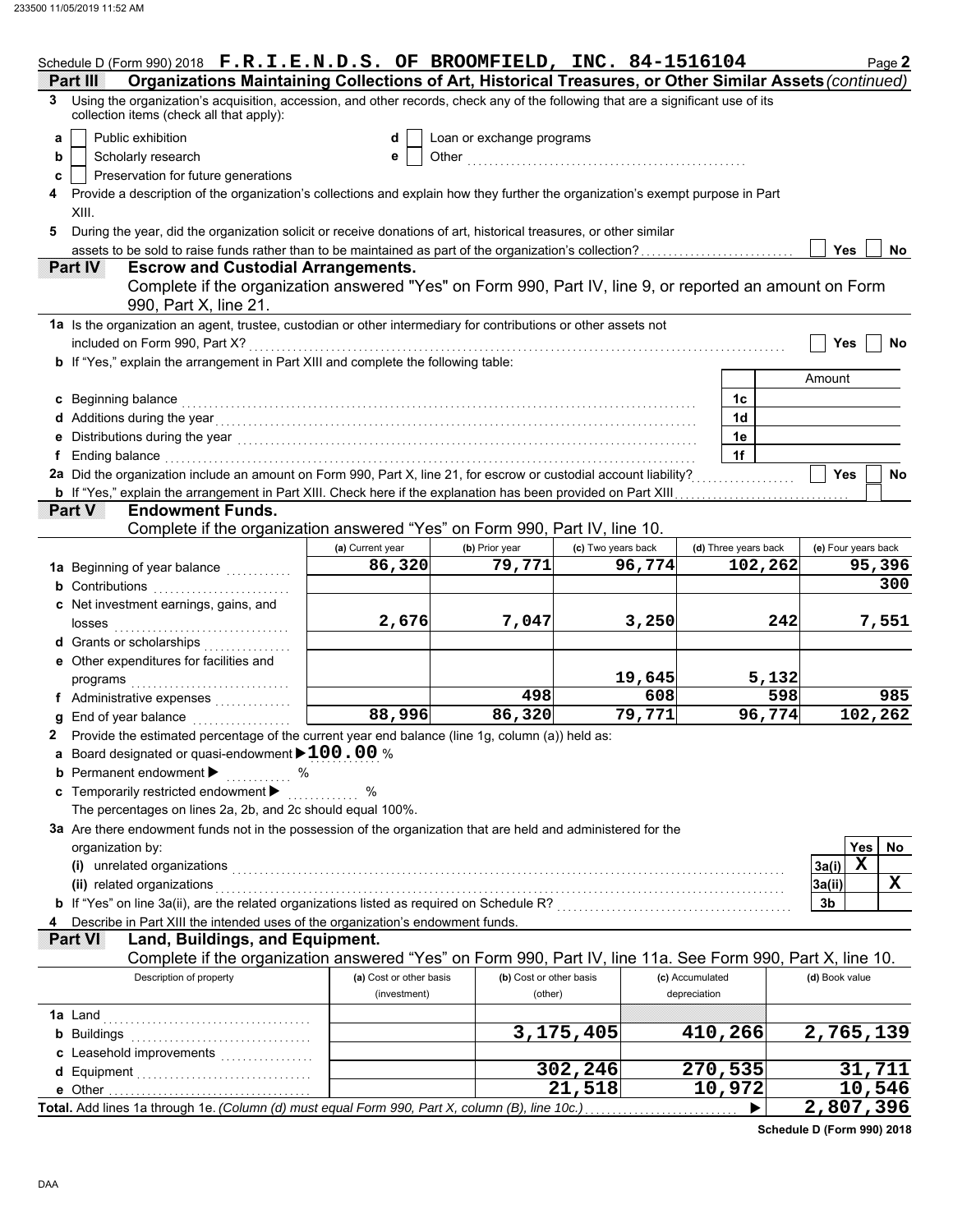Schedule D (Form 990) 2018 **F.R.I.E.N.D.S. OF BROOMFIELD, INC. 84-1516104** Page **2**

## Part III Organizations Maintaining Collections of Art, Historical Treasures, or Other Similar Assets *(continued)*

**3** Using the organization's acquisition, accession, and other records, check any of the following that are a significant use of its collection items (check all that apply):

- **a** ☐ Public exhibition
- **b** ☐ Scholarly research
- **c** ☐ Preservation for future generations
- **d** ☐ Loan or exchange programs
- **e** ☐ Other ..................................................

**4** Provide a description of the organization's collections and explain how they further the organization's exempt purpose in Part XIII.

**5** During the year, did the organization solicit or receive donations of art, historical treasures, or other similar assets to be sold to raise funds rather than to be maintained as part of the organization's collection? ☐ Yes ☐ No

## Part IV Escrow and Custodial Arrangements.

Complete if the organization answered "Yes" on Form 990, Part IV, line 9, or reported an amount on Form 990, Part X, line 21.

**1a** Is the organization an agent, trustee, custodian or other intermediary for contributions or other assets not included on Form 990, Part X? ☐ Yes ☐ No

**b** If "Yes," explain the arrangement in Part XIII and complete the following table:

| | | Amount |
|---|---|---|
| **c** Beginning balance | 1c | |
| **d** Additions during the year | 1d | |
| **e** Distributions during the year | 1e | |
| **f** Ending balance | 1f | |

**2a** Did the organization include an amount on Form 990, Part X, line 21, for escrow or custodial account liability? ☐ Yes ☐ No

**b** If "Yes," explain the arrangement in Part XIII. Check here if the explanation has been provided on Part XIII ☐

## Part V Endowment Funds.

Complete if the organization answered "Yes" on Form 990, Part IV, line 10.

| | (a) Current year | (b) Prior year | (c) Two years back | (d) Three years back | (e) Four years back |
|---|---|---|---|---|---|
| **1a** Beginning of year balance | 86,320 | 79,771 | 96,774 | 102,262 | 95,396 |
| **b** Contributions | | | | | 300 |
| **c** Net investment earnings, gains, and losses | 2,676 | 7,047 | 3,250 | 242 | 7,551 |
| **d** Grants or scholarships | | | | | |
| **e** Other expenditures for facilities and programs | | | 19,645 | 5,132 | |
| **f** Administrative expenses | | 498 | 608 | 598 | 985 |
| **g** End of year balance | 88,996 | 86,320 | 79,771 | 96,774 | 102,262 |

**2** Provide the estimated percentage of the current year end balance (line 1g, column (a)) held as:

**a** Board designated or quasi-endowment ▶ **100.00** %

**b** Permanent endowment ▶ ............ %

**c** Temporarily restricted endowment ▶ ............ %

The percentages on lines 2a, 2b, and 2c should equal 100%.

**3a** Are there endowment funds not in the possession of the organization that are held and administered for the organization by:

| | | Yes | No |
|---|---|---|---|
| **(i)** unrelated organizations | 3a(i) | X | |
| **(ii)** related organizations | 3a(ii) | | X |
| **b** If "Yes" on line 3a(ii), are the related organizations listed as required on Schedule R? | 3b | | |

**4** Describe in Part XIII the intended uses of the organization's endowment funds.

## Part VI Land, Buildings, and Equipment.

Complete if the organization answered "Yes" on Form 990, Part IV, line 11a. See Form 990, Part X, line 10.

| Description of property | (a) Cost or other basis (investment) | (b) Cost or other basis (other) | (c) Accumulated depreciation | (d) Book value |
|---|---|---|---|---|
| **1a** Land | | | | |
| **b** Buildings | | 3,175,405 | 410,266 | 2,765,139 |
| **c** Leasehold improvements | | | | |
| **d** Equipment | | 302,246 | 270,535 | 31,711 |
| **e** Other | | 21,518 | 10,972 | 10,546 |
| **Total.** Add lines 1a through 1e. *(Column (d) must equal Form 990, Part X, column (B), line 10c.)* ▶ | | | | 2,807,396 |

**Schedule D (Form 990) 2018**

DAA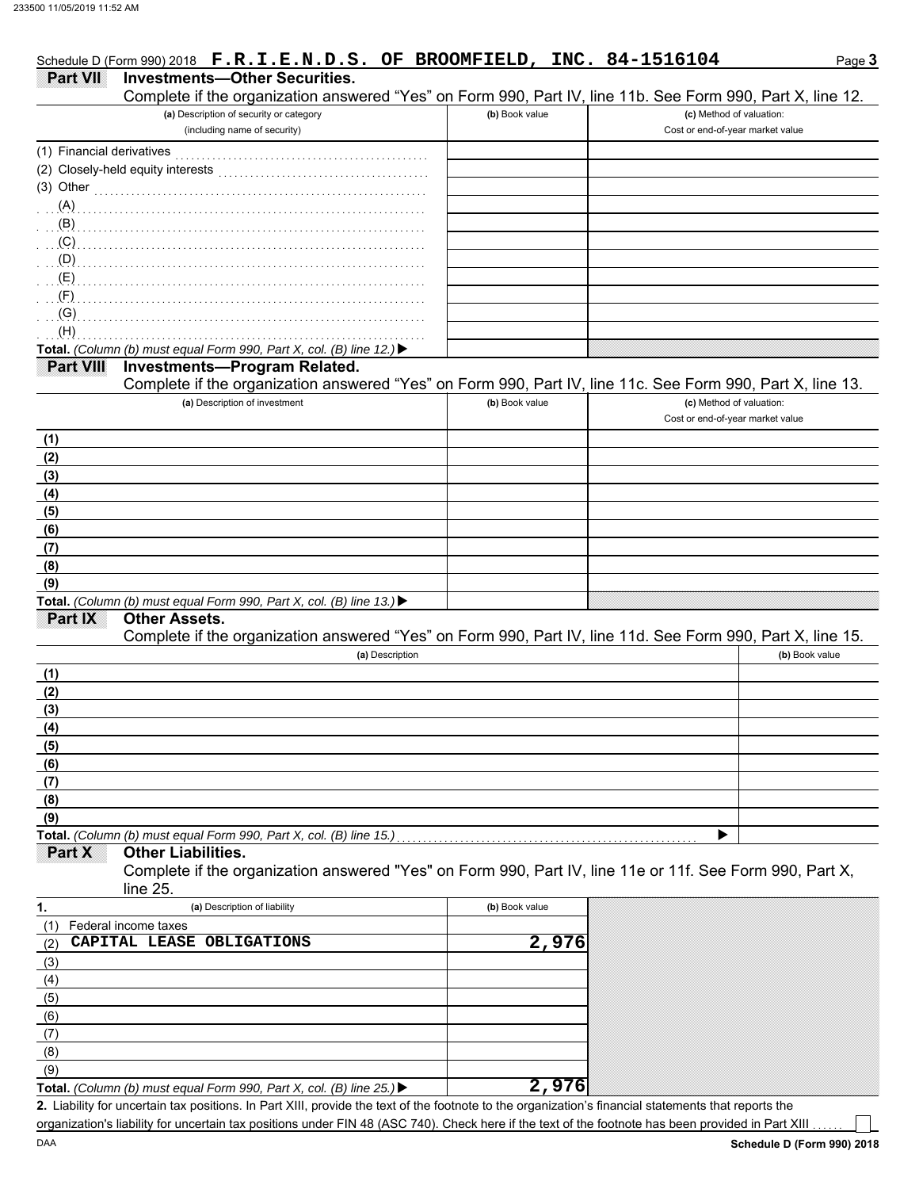Schedule D (Form 990) 2018 **F.R.I.E.N.D.S. OF BROOMFIELD, INC. 84-1516104** Page **3**

## Part VII Investments—Other Securities.

Complete if the organization answered "Yes" on Form 990, Part IV, line 11b. See Form 990, Part X, line 12.

| (a) Description of security or category (including name of security) | (b) Book value | (c) Method of valuation: Cost or end-of-year market value |
|---|---|---|
| (1) Financial derivatives | | |
| (2) Closely-held equity interests | | |
| (3) Other | | |
| (A) | | |
| (B) | | |
| (C) | | |
| (D) | | |
| (E) | | |
| (F) | | |
| (G) | | |
| (H) | | |
| **Total.** *(Column (b) must equal Form 990, Part X, col. (B) line 12.)* ▶ | | |

## Part VIII Investments—Program Related.

Complete if the organization answered "Yes" on Form 990, Part IV, line 11c. See Form 990, Part X, line 13.

| (a) Description of investment | (b) Book value | (c) Method of valuation: Cost or end-of-year market value |
|---|---|---|
| (1) | | |
| (2) | | |
| (3) | | |
| (4) | | |
| (5) | | |
| (6) | | |
| (7) | | |
| (8) | | |
| (9) | | |
| **Total.** *(Column (b) must equal Form 990, Part X, col. (B) line 13.)* ▶ | | |

## Part IX Other Assets.

Complete if the organization answered "Yes" on Form 990, Part IV, line 11d. See Form 990, Part X, line 15.

| (a) Description | (b) Book value |
|---|---|
| (1) | |
| (2) | |
| (3) | |
| (4) | |
| (5) | |
| (6) | |
| (7) | |
| (8) | |
| (9) | |
| **Total.** *(Column (b) must equal Form 990, Part X, col. (B) line 15.)* ▶ | |

## Part X Other Liabilities.

Complete if the organization answered "Yes" on Form 990, Part IV, line 11e or 11f. See Form 990, Part X, line 25.

| 1. (a) Description of liability | (b) Book value |
|---|---|
| (1) Federal income taxes | |
| (2) CAPITAL LEASE OBLIGATIONS | 2,976 |
| (3) | |
| (4) | |
| (5) | |
| (6) | |
| (7) | |
| (8) | |
| (9) | |
| **Total.** *(Column (b) must equal Form 990, Part X, col. (B) line 25.)* ▶ | 2,976 |

**2.** Liability for uncertain tax positions. In Part XIII, provide the text of the footnote to the organization's financial statements that reports the organization's liability for uncertain tax positions under FIN 48 (ASC 740). Check here if the text of the footnote has been provided in Part XIII ☐

DAA **Schedule D (Form 990) 2018**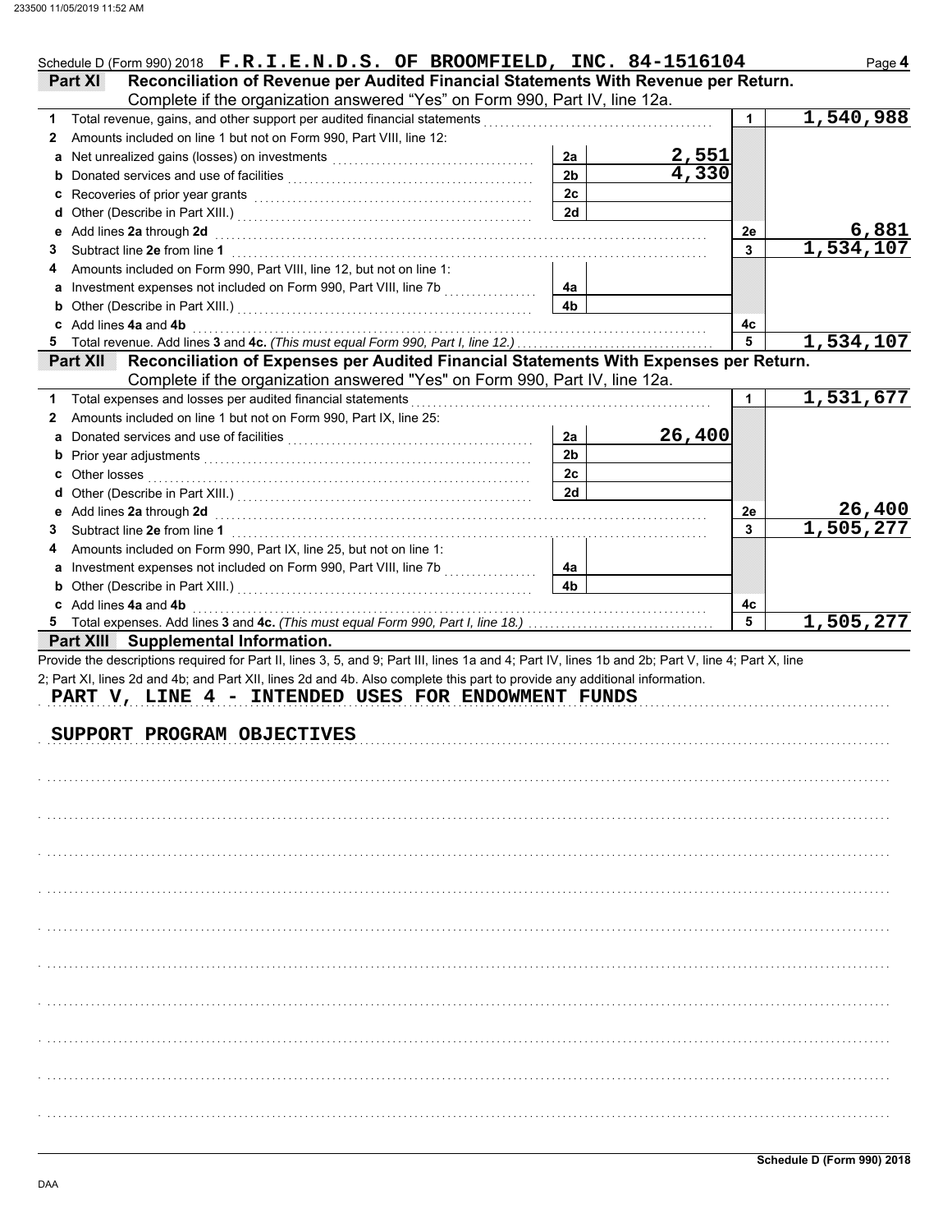Schedule D (Form 990) 2018 **F.R.I.E.N.D.S. OF BROOMFIELD, INC. 84-1516104** Page **4**

## Part XI Reconciliation of Revenue per Audited Financial Statements With Revenue per Return.

Complete if the organization answered "Yes" on Form 990, Part IV, line 12a.

| | | | | | |
|---|---|---|---|---|---|
| **1** | Total revenue, gains, and other support per audited financial statements | | | 1 | 1,540,988 |
| **2** | Amounts included on line 1 but not on Form 990, Part VIII, line 12: | | | | |
| **a** | Net unrealized gains (losses) on investments | 2a | 2,551 | | |
| **b** | Donated services and use of facilities | 2b | 4,330 | | |
| **c** | Recoveries of prior year grants | 2c | | | |
| **d** | Other (Describe in Part XIII.) | 2d | | | |
| **e** | Add lines **2a** through **2d** | | | 2e | 6,881 |
| **3** | Subtract line **2e** from line **1** | | | 3 | 1,534,107 |
| **4** | Amounts included on Form 990, Part VIII, line 12, but not on line 1: | | | | |
| **a** | Investment expenses not included on Form 990, Part VIII, line 7b | 4a | | | |
| **b** | Other (Describe in Part XIII.) | 4b | | | |
| **c** | Add lines **4a** and **4b** | | | 4c | |
| **5** | Total revenue. Add lines **3** and **4c.** *(This must equal Form 990, Part I, line 12.)* | | | 5 | 1,534,107 |

## Part XII Reconciliation of Expenses per Audited Financial Statements With Expenses per Return.

Complete if the organization answered "Yes" on Form 990, Part IV, line 12a.

| | | | | | |
|---|---|---|---|---|---|
| **1** | Total expenses and losses per audited financial statements | | | 1 | 1,531,677 |
| **2** | Amounts included on line 1 but not on Form 990, Part IX, line 25: | | | | |
| **a** | Donated services and use of facilities | 2a | 26,400 | | |
| **b** | Prior year adjustments | 2b | | | |
| **c** | Other losses | 2c | | | |
| **d** | Other (Describe in Part XIII.) | 2d | | | |
| **e** | Add lines **2a** through **2d** | | | 2e | 26,400 |
| **3** | Subtract line **2e** from line **1** | | | 3 | 1,505,277 |
| **4** | Amounts included on Form 990, Part IX, line 25, but not on line 1: | | | | |
| **a** | Investment expenses not included on Form 990, Part VIII, line 7b | 4a | | | |
| **b** | Other (Describe in Part XIII.) | 4b | | | |
| **c** | Add lines **4a** and **4b** | | | 4c | |
| **5** | Total expenses. Add lines **3** and **4c.** *(This must equal Form 990, Part I, line 18.)* | | | 5 | 1,505,277 |

## Part XIII Supplemental Information.

Provide the descriptions required for Part II, lines 3, 5, and 9; Part III, lines 1a and 4; Part IV, lines 1b and 2b; Part V, line 4; Part X, line 2; Part XI, lines 2d and 4b; and Part XII, lines 2d and 4b. Also complete this part to provide any additional information.

PART V, LINE 4 - INTENDED USES FOR ENDOWMENT FUNDS

SUPPORT PROGRAM OBJECTIVES

Schedule D (Form 990) 2018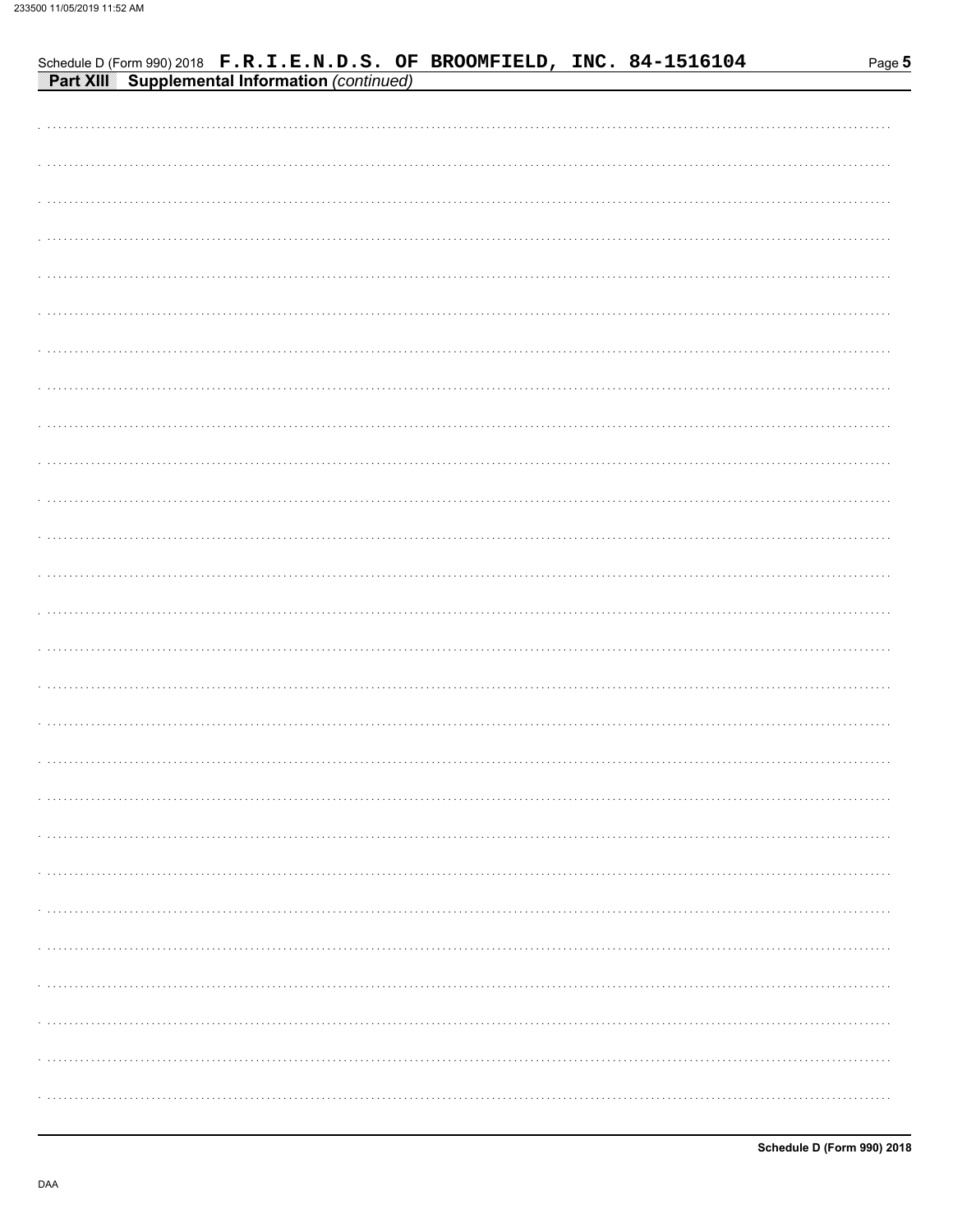Schedule D (Form 990) 2018 **F.R.I.E.N.D.S. OF BROOMFIELD, INC. 84-1516104**

**Part XIII Supplemental Information** *(continued)*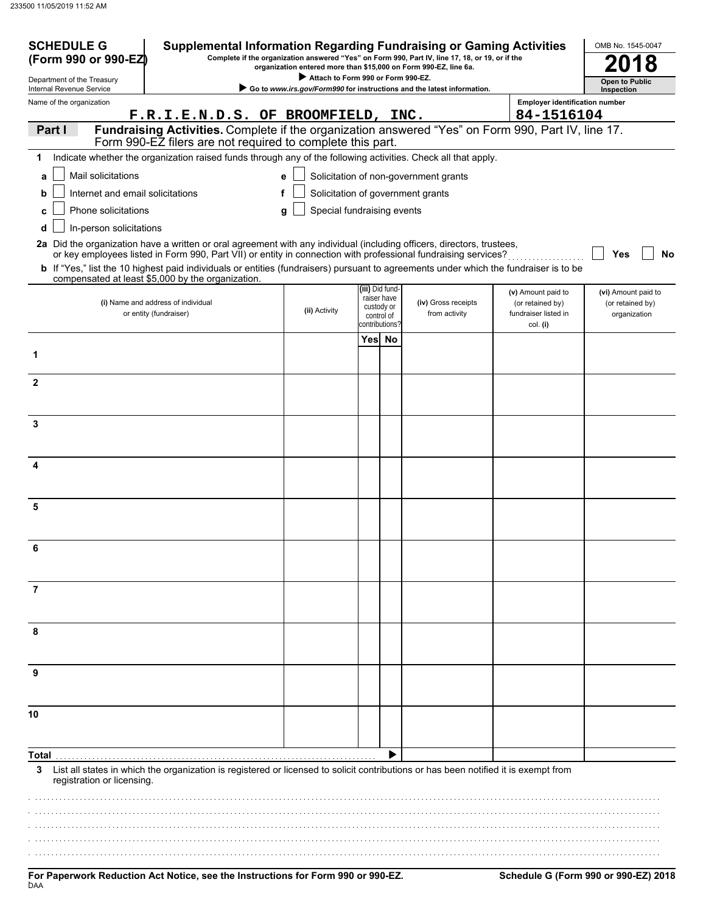**SCHEDULE G (Form 990 or 990-EZ)**

Department of the Treasury
Internal Revenue Service

# Supplemental Information Regarding Fundraising or Gaming Activities

**Complete if the organization answered "Yes" on Form 990, Part IV, line 17, 18, or 19, or if the organization entered more than $15,000 on Form 990-EZ, line 6a.**

▶ **Attach to Form 990 or Form 990-EZ.**

▶ **Go to *www.irs.gov/Form990* for instructions and the latest information.**

OMB No. 1545-0047

**2018**

**Open to Public Inspection**

Name of the organization: F.R.I.E.N.D.S. OF BROOMFIELD, INC.

Employer identification number: 84-1516104

## Part I — Fundraising Activities. Complete if the organization answered "Yes" on Form 990, Part IV, line 17. Form 990-EZ filers are not required to complete this part.

**1** Indicate whether the organization raised funds through any of the following activities. Check all that apply.

- **a** ☐ Mail solicitations
- **b** ☐ Internet and email solicitations
- **c** ☐ Phone solicitations
- **d** ☐ In-person solicitations
- **e** ☐ Solicitation of non-government grants
- **f** ☐ Solicitation of government grants
- **g** ☐ Special fundraising events

**2a** Did the organization have a written or oral agreement with any individual (including officers, directors, trustees, or key employees listed in Form 990, Part VII) or entity in connection with professional fundraising services? ☐ **Yes** ☐ **No**

**b** If "Yes," list the 10 highest paid individuals or entities (fundraisers) pursuant to agreements under which the fundraiser is to be compensated at least $5,000 by the organization.

| | (i) Name and address of individual or entity (fundraiser) | (ii) Activity | (iii) Did fundraiser have custody or control of contributions? | | (iv) Gross receipts from activity | (v) Amount paid to (or retained by) fundraiser listed in col. (i) | (vi) Amount paid to (or retained by) organization |
|---|---|---|---|---|---|---|---|
| | | | Yes | No | | | |
| 1 | | | | | | | |
| 2 | | | | | | | |
| 3 | | | | | | | |
| 4 | | | | | | | |
| 5 | | | | | | | |
| 6 | | | | | | | |
| 7 | | | | | | | |
| 8 | | | | | | | |
| 9 | | | | | | | |
| 10 | | | | | | | |
| **Total** | | | | ▶ | | | |

**3** List all states in which the organization is registered or licensed to solicit contributions or has been notified it is exempt from registration or licensing.

**For Paperwork Reduction Act Notice, see the Instructions for Form 990 or 990-EZ.** **Schedule G (Form 990 or 990-EZ) 2018**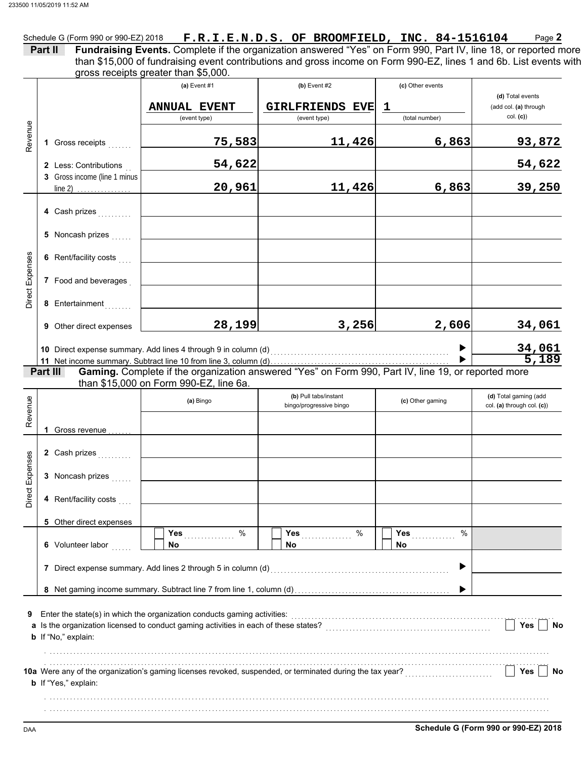Schedule G (Form 990 or 990-EZ) 2018 **F.R.I.E.N.D.S. OF BROOMFIELD, INC. 84-1516104** Page **2**

**Part II** **Fundraising Events.** Complete if the organization answered "Yes" on Form 990, Part IV, line 18, or reported more than $15,000 of fundraising event contributions and gross income on Form 990-EZ, lines 1 and 6b. List events with gross receipts greater than $5,000.

| | | (a) Event #1 | (b) Event #2 | (c) Other events | (d) Total events (add col. (a) through col. (c)) |
|---|---|---|---|---|---|
| | | ANNUAL EVENT (event type) | GIRLFRIENDS EVE (event type) | 1 (total number) | |
| Revenue | 1 Gross receipts | 75,583 | 11,426 | 6,863 | 93,872 |
| | 2 Less: Contributions | 54,622 | | | 54,622 |
| | 3 Gross income (line 1 minus line 2) | 20,961 | 11,426 | 6,863 | 39,250 |
| Direct Expenses | 4 Cash prizes | | | | |
| | 5 Noncash prizes | | | | |
| | 6 Rent/facility costs | | | | |
| | 7 Food and beverages | | | | |
| | 8 Entertainment | | | | |
| | 9 Other direct expenses | 28,199 | 3,256 | 2,606 | 34,061 |

10 Direct expense summary. Add lines 4 through 9 in column (d) ▶ 34,061

11 Net income summary. Subtract line 10 from line 3, column (d) ▶ 5,189

**Part III** **Gaming.** Complete if the organization answered "Yes" on Form 990, Part IV, line 19, or reported more than $15,000 on Form 990-EZ, line 6a.

| | | (a) Bingo | (b) Pull tabs/instant bingo/progressive bingo | (c) Other gaming | (d) Total gaming (add col. (a) through col. (c)) |
|---|---|---|---|---|---|
| Revenue | 1 Gross revenue | | | | |
| Direct Expenses | 2 Cash prizes | | | | |
| | 3 Noncash prizes | | | | |
| | 4 Rent/facility costs | | | | |
| | 5 Other direct expenses | | | | |
| | 6 Volunteer labor | ☐ Yes ____ % ☐ No | ☐ Yes ____ % ☐ No | ☐ Yes ____ % ☐ No | |

7 Direct expense summary. Add lines 2 through 5 in column (d) ▶

8 Net gaming income summary. Subtract line 7 from line 1, column (d) ▶

9 Enter the state(s) in which the organization conducts gaming activities:

a Is the organization licensed to conduct gaming activities in each of these states? ☐ Yes ☐ No

b If "No," explain:

10a Were any of the organization's gaming licenses revoked, suspended, or terminated during the tax year? ☐ Yes ☐ No

b If "Yes," explain:

DAA **Schedule G (Form 990 or 990-EZ) 2018**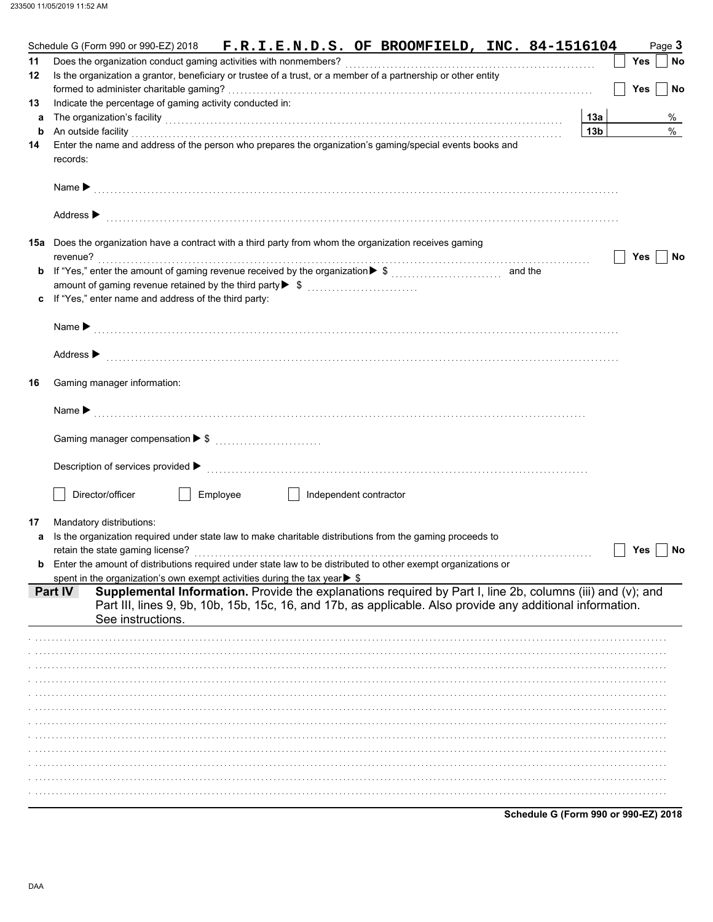Schedule G (Form 990 or 990-EZ) 2018 **F.R.I.E.N.D.S. OF BROOMFIELD, INC. 84-1516104** Page **3**

**11** Does the organization conduct gaming activities with nonmembers? ☐ Yes ☐ No

**12** Is the organization a grantor, beneficiary or trustee of a trust, or a member of a partnership or other entity formed to administer charitable gaming? ☐ Yes ☐ No

**13** Indicate the percentage of gaming activity conducted in:

**a** The organization's facility **13a** %

**b** An outside facility **13b** %

**14** Enter the name and address of the person who prepares the organization's gaming/special events books and records:

Name ▶

Address ▶

**15a** Does the organization have a contract with a third party from whom the organization receives gaming revenue? ☐ Yes ☐ No

**b** If "Yes," enter the amount of gaming revenue received by the organization ▶ $ ............ and the amount of gaming revenue retained by the third party ▶ $ ............

**c** If "Yes," enter name and address of the third party:

Name ▶

Address ▶

**16** Gaming manager information:

Name ▶

Gaming manager compensation ▶ $

Description of services provided ▶

☐ Director/officer ☐ Employee ☐ Independent contractor

**17** Mandatory distributions:

**a** Is the organization required under state law to make charitable distributions from the gaming proceeds to retain the state gaming license? ☐ Yes ☐ No

**b** Enter the amount of distributions required under state law to be distributed to other exempt organizations or spent in the organization's own exempt activities during the tax year ▶ $

## Part IV Supplemental Information.

Provide the explanations required by Part I, line 2b, columns (iii) and (v); and Part III, lines 9, 9b, 10b, 15b, 15c, 16, and 17b, as applicable. Also provide any additional information. See instructions.

**Schedule G (Form 990 or 990-EZ) 2018**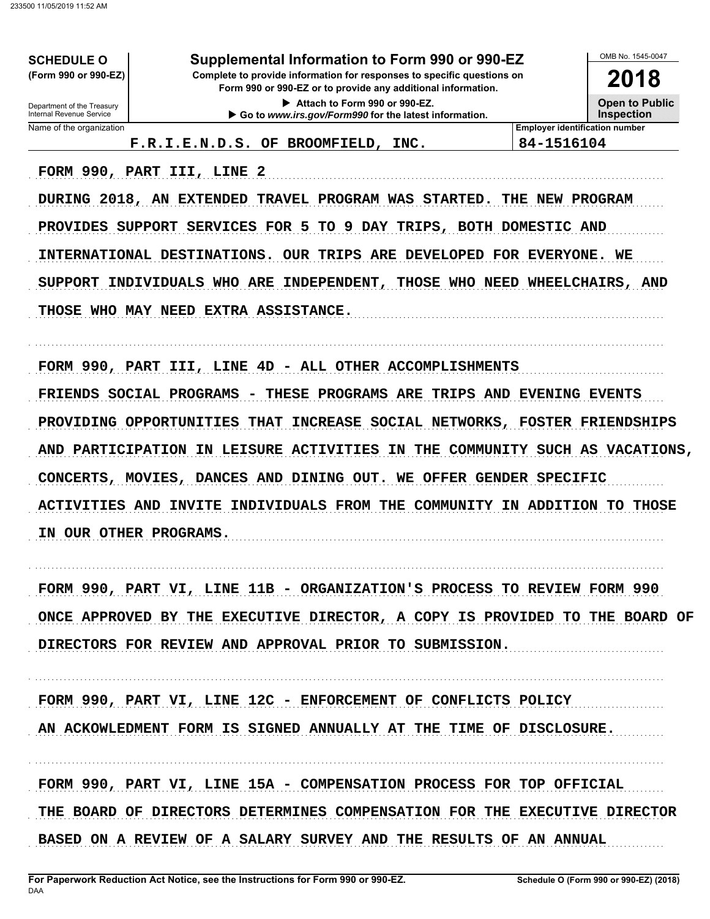**SCHEDULE O**
**(Form 990 or 990-EZ)**

Department of the Treasury
Internal Revenue Service

# Supplemental Information to Form 990 or 990-EZ

**Complete to provide information for responses to specific questions on Form 990 or 990-EZ or to provide any additional information.**

▶ Attach to Form 990 or 990-EZ.

▶ Go to *www.irs.gov/Form990* for the latest information.

OMB No. 1545-0047

**2018**

**Open to Public Inspection**

| Name of the organization | Employer identification number |
|---|---|
| F.R.I.E.N.D.S. OF BROOMFIELD, INC. | 84-1516104 |

FORM 990, PART III, LINE 2

DURING 2018, AN EXTENDED TRAVEL PROGRAM WAS STARTED. THE NEW PROGRAM PROVIDES SUPPORT SERVICES FOR 5 TO 9 DAY TRIPS, BOTH DOMESTIC AND INTERNATIONAL DESTINATIONS. OUR TRIPS ARE DEVELOPED FOR EVERYONE. WE SUPPORT INDIVIDUALS WHO ARE INDEPENDENT, THOSE WHO NEED WHEELCHAIRS, AND THOSE WHO MAY NEED EXTRA ASSISTANCE.

FORM 990, PART III, LINE 4D - ALL OTHER ACCOMPLISHMENTS

FRIENDS SOCIAL PROGRAMS - THESE PROGRAMS ARE TRIPS AND EVENING EVENTS PROVIDING OPPORTUNITIES THAT INCREASE SOCIAL NETWORKS, FOSTER FRIENDSHIPS AND PARTICIPATION IN LEISURE ACTIVITIES IN THE COMMUNITY SUCH AS VACATIONS, CONCERTS, MOVIES, DANCES AND DINING OUT. WE OFFER GENDER SPECIFIC ACTIVITIES AND INVITE INDIVIDUALS FROM THE COMMUNITY IN ADDITION TO THOSE IN OUR OTHER PROGRAMS.

FORM 990, PART VI, LINE 11B - ORGANIZATION'S PROCESS TO REVIEW FORM 990

ONCE APPROVED BY THE EXECUTIVE DIRECTOR, A COPY IS PROVIDED TO THE BOARD OF DIRECTORS FOR REVIEW AND APPROVAL PRIOR TO SUBMISSION.

FORM 990, PART VI, LINE 12C - ENFORCEMENT OF CONFLICTS POLICY

AN ACKOWLEDMENT FORM IS SIGNED ANNUALLY AT THE TIME OF DISCLOSURE.

FORM 990, PART VI, LINE 15A - COMPENSATION PROCESS FOR TOP OFFICIAL

THE BOARD OF DIRECTORS DETERMINES COMPENSATION FOR THE EXECUTIVE DIRECTOR BASED ON A REVIEW OF A SALARY SURVEY AND THE RESULTS OF AN ANNUAL

**For Paperwork Reduction Act Notice, see the Instructions for Form 990 or 990-EZ.** DAA

**Schedule O (Form 990 or 990-EZ) (2018)**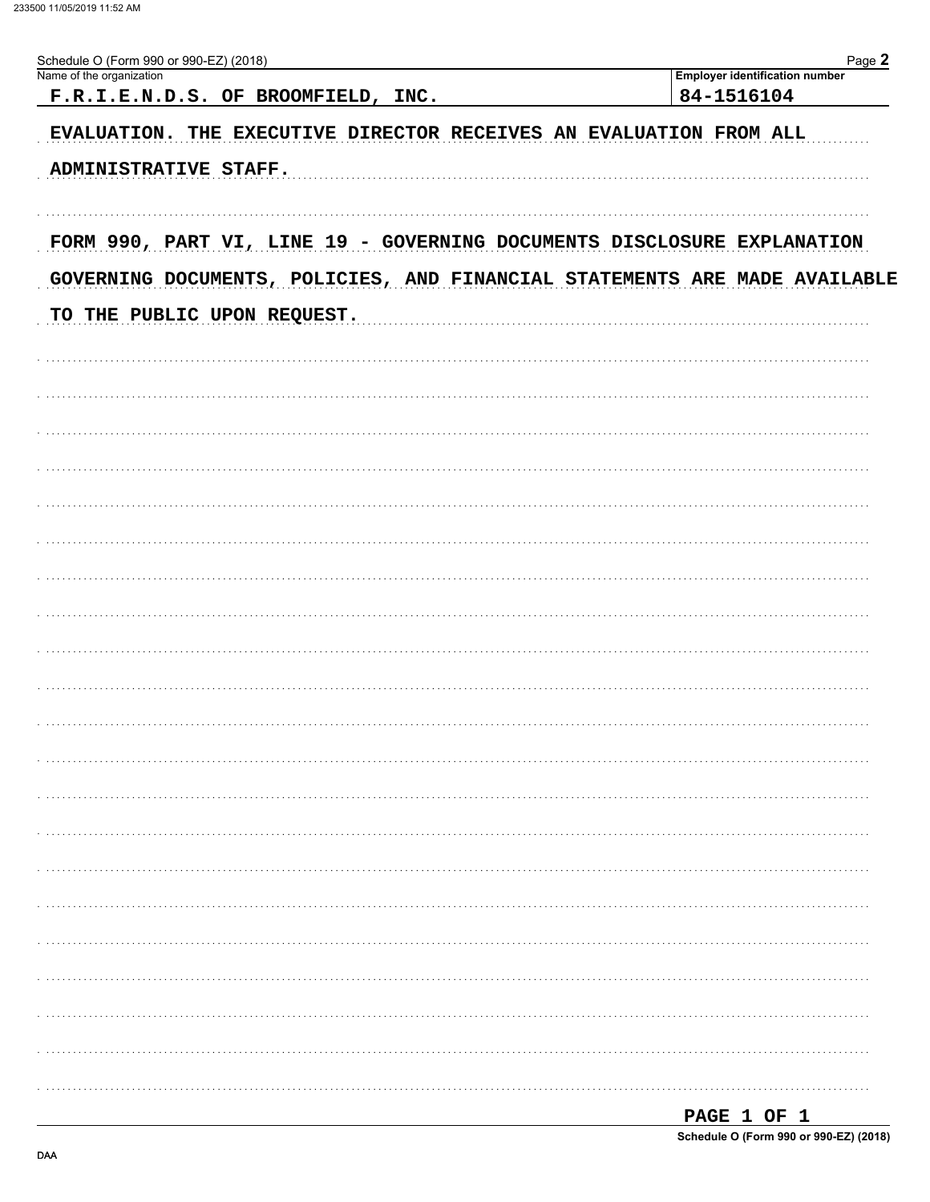Schedule O (Form 990 or 990-EZ) (2018)

| Name of the organization | Employer identification number |
| --- | --- |
| F.R.I.E.N.D.S. OF BROOMFIELD, INC. | 84-1516104 |

EVALUATION. THE EXECUTIVE DIRECTOR RECEIVES AN EVALUATION FROM ALL ADMINISTRATIVE STAFF.

FORM 990, PART VI, LINE 19 - GOVERNING DOCUMENTS DISCLOSURE EXPLANATION

GOVERNING DOCUMENTS, POLICIES, AND FINANCIAL STATEMENTS ARE MADE AVAILABLE TO THE PUBLIC UPON REQUEST.

PAGE 1 OF 1

Schedule O (Form 990 or 990-EZ) (2018)